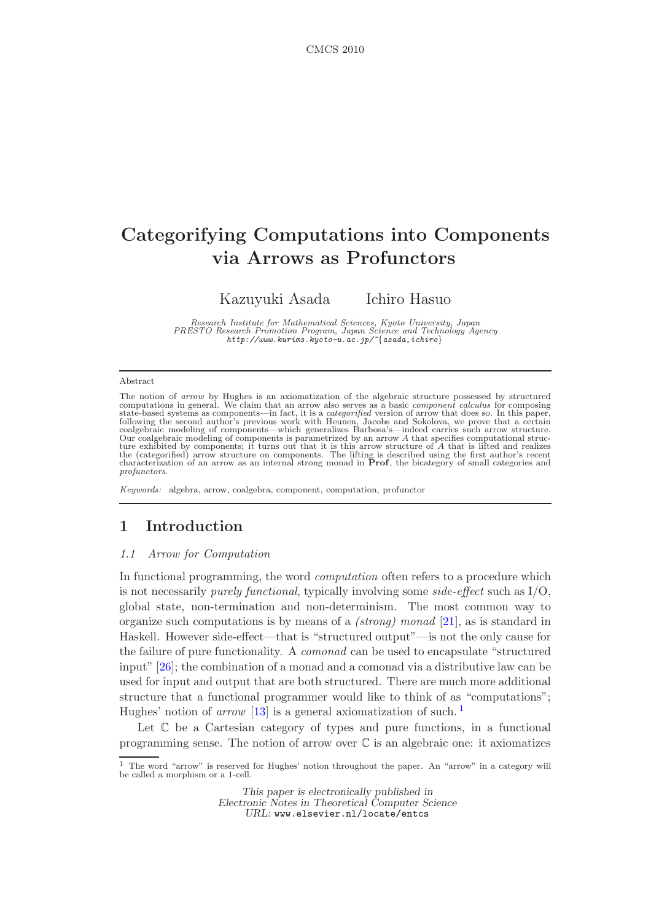# Categorifying Computations into Components via Arrows as Profunctors

Kazuyuki Asada     Ichiro Hasuo

*Research Institute for Mathematical Sciences, Kyoto University, Japan*
*PRESTO Research Promotion Program, Japan Science and Technology Agency*
*http://www.kurims.kyoto-u.ac.jp/~{asada,ichiro}*

## Abstract

The notion of *arrow* by Hughes is an axiomatization of the algebraic structure possessed by structured computations in general. We claim that an arrow also serves as a basic *component calculus* for composing state-based systems as components—in fact, it is a *categorified* version of arrow that does so. In this paper, following the second author's previous work with Heunen, Jacobs and Sokolova, we prove that a certain coalgebraic modeling of components—which generalizes Barbosa's—indeed carries such arrow structure. Our coalgebraic modeling of components is parametrized by an arrow $A$ that specifies computational structure exhibited by components; it turns out that it is this arrow structure of $A$ that is lifted and realizes the (categorified) arrow structure on components. The lifting is described using the first author's recent characterization of an arrow as an internal strong monad in **Prof**, the bicategory of small categories and *profunctors*.

*Keywords:* algebra, arrow, coalgebra, component, computation, profunctor

## 1 Introduction

### 1.1 Arrow for Computation

In functional programming, the word *computation* often refers to a procedure which is not necessarily *purely functional*, typically involving some *side-effect* such as I/O, global state, non-termination and non-determinism. The most common way to organize such computations is by means of a *(strong) monad* [21], as is standard in Haskell. However side-effect—that is "structured output"—is not the only cause for the failure of pure functionality. A *comonad* can be used to encapsulate "structured input" [26]; the combination of a monad and a comonad via a distributive law can be used for input and output that are both structured. There are much more additional structure that a functional programmer would like to think of as "computations"; Hughes' notion of *arrow* [13] is a general axiomatization of such. [1]

Let $\mathbb{C}$ be a Cartesian category of types and pure functions, in a functional programming sense. The notion of arrow over $\mathbb{C}$ is an algebraic one: it axiomatizes

[1] The word "arrow" is reserved for Hughes' notion throughout the paper. An "arrow" in a category will be called a morphism or a 1-cell.

This paper is electronically published in
Electronic Notes in Theoretical Computer Science
URL: www.elsevier.nl/locate/entcs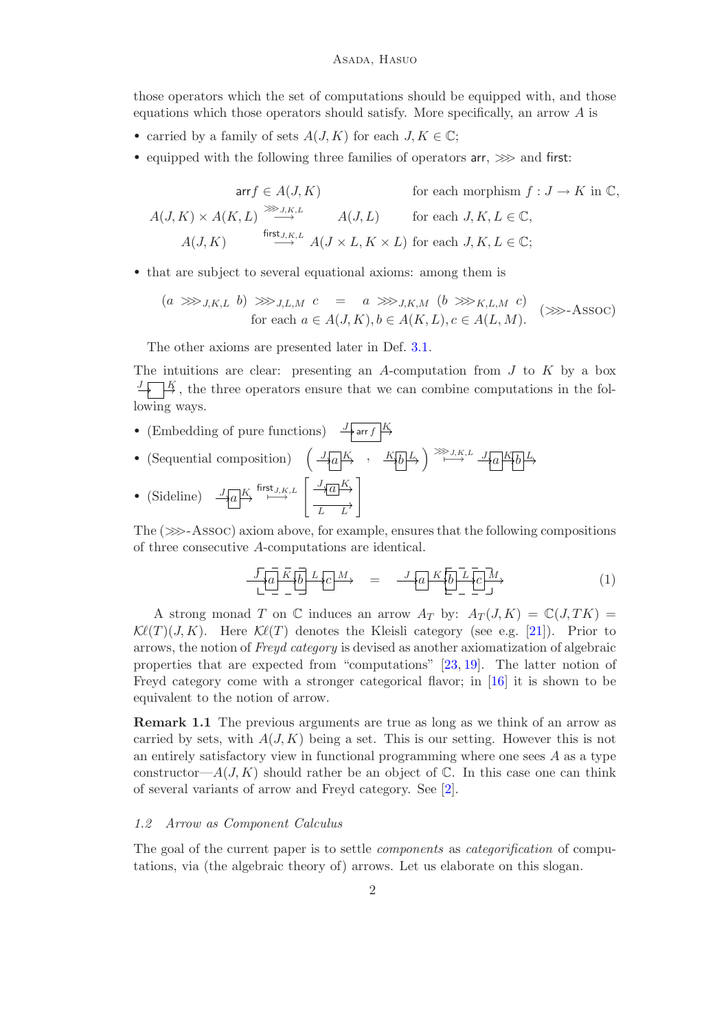those operators which the set of computations should be equipped with, and those equations which those operators should satisfy. More specifically, an arrow $A$ is

- carried by a family of sets $A(J,K)$ for each $J,K \in \mathbb{C}$;
- equipped with the following three families of operators $\mathsf{arr}$, $\ggg$ and $\mathsf{first}$:

$$
\begin{array}{lll}
\mathsf{arr} f \in A(J,K) & & \text{for each morphism } f : J \to K \text{ in } \mathbb{C}, \\
A(J,K) \times A(K,L) \overset{\ggg_{J,K,L}}{\longrightarrow} & A(J,L) & \text{for each } J,K,L \in \mathbb{C}, \\
A(J,K) \overset{\mathsf{first}_{J,K,L}}{\longrightarrow} & A(J \times L, K \times L) & \text{for each } J,K,L \in \mathbb{C};
\end{array}
$$

- that are subject to several equational axioms: among them is

$$
\begin{array}{c}
(a \ggg_{J,K,L} b) \ggg_{J,L,M} c \quad = \quad a \ggg_{J,K,M} (b \ggg_{K,L,M} c) \\
\text{for each } a \in A(J,K), b \in A(K,L), c \in A(L,M).
\end{array}
\qquad (\ggg\text{-Assoc})
$$

The other axioms are presented later in Def. 3.1.

The intuitions are clear: presenting an $A$-computation from $J$ to $K$ by a box $\xrightarrow{J}\boxed{\phantom{a}}\xrightarrow{K}$, the three operators ensure that we can combine computations in the following ways.

- (Embedding of pure functions) $\xrightarrow{J}\boxed{\mathsf{arr}\, f}\xrightarrow{K}$
- (Sequential composition) $\left( \xrightarrow{J}\boxed{a}\xrightarrow{K} \;,\; \xrightarrow{K}\boxed{b}\xrightarrow{L} \right) \overset{\ggg_{J,K,L}}{\longmapsto} \xrightarrow{J}\boxed{a}\xrightarrow{K}\boxed{b}\xrightarrow{L}$
- (Sideline) $\xrightarrow{J}\boxed{a}\xrightarrow{K} \overset{\mathsf{first}_{J,K,L}}{\longmapsto} \left[ \begin{array}{c} \xrightarrow{J}\boxed{a}\xrightarrow{K} \\ \xrightarrow{L \qquad L} \end{array} \right]$

The ($\ggg$-Assoc) axiom above, for example, ensures that the following compositions of three consecutive $A$-computations are identical.

$$
\left[\xrightarrow{J}\boxed{a}\xrightarrow{K}\boxed{b}\right]\xrightarrow{L}\boxed{c}\xrightarrow{M} \quad = \quad \xrightarrow{J}\boxed{a}\xrightarrow{K}\left[\boxed{b}\xrightarrow{L}\boxed{c}\xrightarrow{M}\right] \qquad (1)
$$

A strong monad $T$ on $\mathbb{C}$ induces an arrow $A_T$ by: $A_T(J,K) = \mathbb{C}(J,TK) = \mathcal{K}\ell(T)(J,K)$. Here $\mathcal{K}\ell(T)$ denotes the Kleisli category (see e.g. [21]). Prior to arrows, the notion of *Freyd category* is devised as another axiomatization of algebraic properties that are expected from "computations" [23, 19]. The latter notion of Freyd category come with a stronger categorical flavor; in [16] it is shown to be equivalent to the notion of arrow.

**Remark 1.1** The previous arguments are true as long as we think of an arrow as carried by sets, with $A(J,K)$ being a set. This is our setting. However this is not an entirely satisfactory view in functional programming where one sees $A$ as a type constructor—$A(J,K)$ should rather be an object of $\mathbb{C}$. In this case one can think of several variants of arrow and Freyd category. See [2].

### *1.2 Arrow as Component Calculus*

The goal of the current paper is to settle *components* as *categorification* of computations, via (the algebraic theory of) arrows. Let us elaborate on this slogan.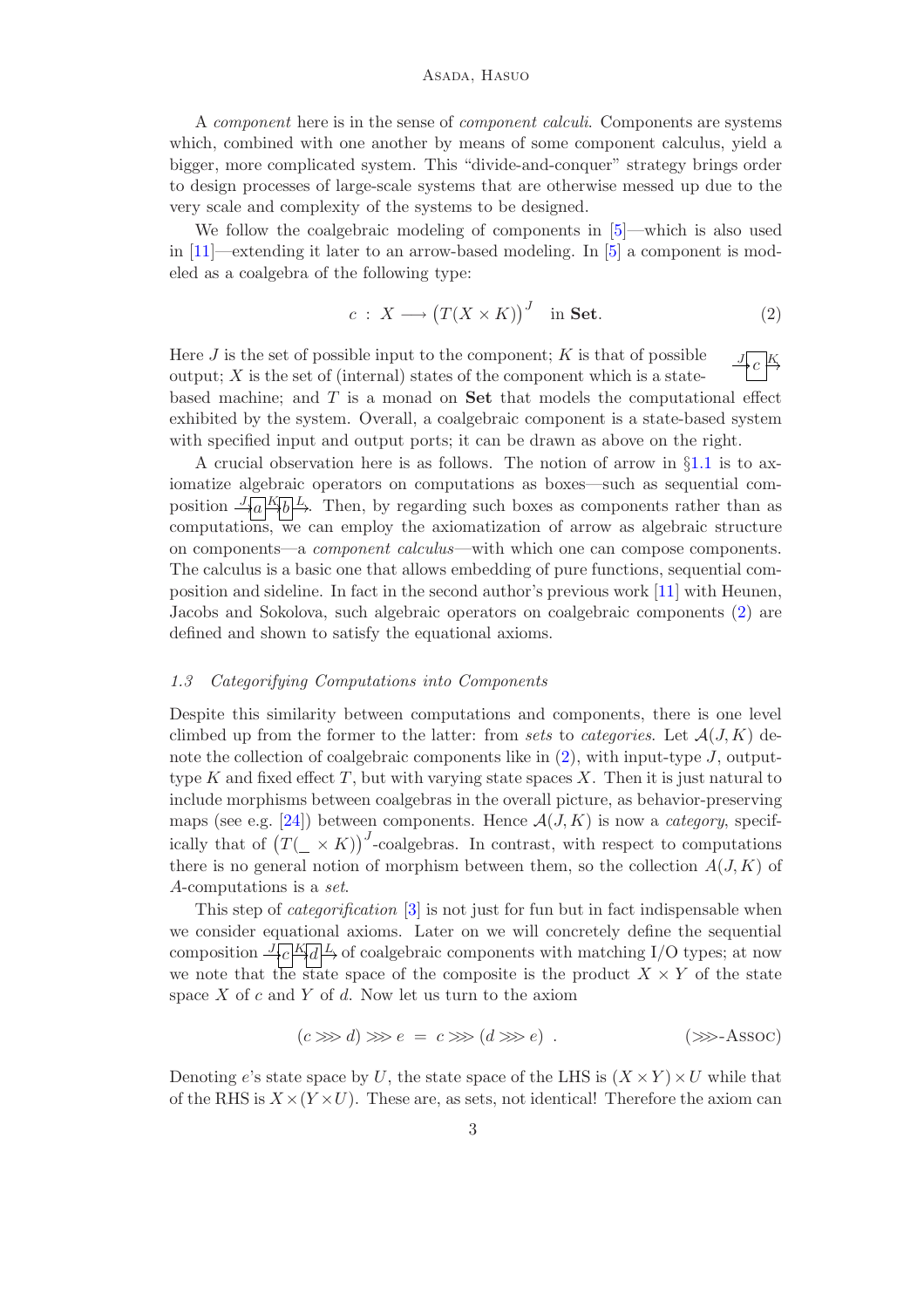A *component* here is in the sense of *component calculi*. Components are systems which, combined with one another by means of some component calculus, yield a bigger, more complicated system. This "divide-and-conquer" strategy brings order to design processes of large-scale systems that are otherwise messed up due to the very scale and complexity of the systems to be designed.

We follow the coalgebraic modeling of components in [5]—which is also used in [11]—extending it later to an arrow-based modeling. In [5] a component is modeled as a coalgebra of the following type:

$$c \;:\; X \longrightarrow \big(T(X \times K)\big)^{J} \quad \text{in } \mathbf{Set}. \tag{2}$$

Here $J$ is the set of possible input to the component; $K$ is that of possible output; $X$ is the set of (internal) states of the component which is a state-based machine; and $T$ is a monad on **Set** that models the computational effect exhibited by the system. Overall, a coalgebraic component is a state-based system with specified input and output ports; it can be drawn as above on the right. $\xrightarrow{J}\boxed{c}\xrightarrow{K}$

A crucial observation here is as follows. The notion of arrow in §1.1 is to axiomatize algebraic operators on computations as boxes—such as sequential composition $\xrightarrow{J}\boxed{a}\xrightarrow{K}\boxed{b}\xrightarrow{L}$. Then, by regarding such boxes as components rather than as computations, we can employ the axiomatization of arrow as algebraic structure on components—a *component calculus*—with which one can compose components. The calculus is a basic one that allows embedding of pure functions, sequential composition and sideline. In fact in the second author's previous work [11] with Heunen, Jacobs and Sokolova, such algebraic operators on coalgebraic components (2) are defined and shown to satisfy the equational axioms.

### *1.3 Categorifying Computations into Components*

Despite this similarity between computations and components, there is one level climbed up from the former to the latter: from *sets* to *categories*. Let $\mathcal{A}(J, K)$ denote the collection of coalgebraic components like in (2), with input-type $J$, output-type $K$ and fixed effect $T$, but with varying state spaces $X$. Then it is just natural to include morphisms between coalgebras in the overall picture, as behavior-preserving maps (see e.g. [24]) between components. Hence $\mathcal{A}(J, K)$ is now a *category*, specifically that of $\big(T(\_ \times K)\big)^{J}$-coalgebras. In contrast, with respect to computations there is no general notion of morphism between them, so the collection $A(J, K)$ of $A$-computations is a *set*.

This step of *categorification* [3] is not just for fun but in fact indispensable when we consider equational axioms. Later on we will concretely define the sequential composition $\xrightarrow{J}\boxed{c}\xrightarrow{K}\boxed{d}\xrightarrow{L}$ of coalgebraic components with matching I/O types; at now we note that the state space of the composite is the product $X \times Y$ of the state space $X$ of $c$ and $Y$ of $d$. Now let us turn to the axiom

$$(c \ggg d) \ggg e \;=\; c \ggg (d \ggg e)\ . \tag{$\ggg$-Assoc}$$

Denoting $e$'s state space by $U$, the state space of the LHS is $(X \times Y) \times U$ while that of the RHS is $X \times (Y \times U)$. These are, as sets, not identical! Therefore the axiom can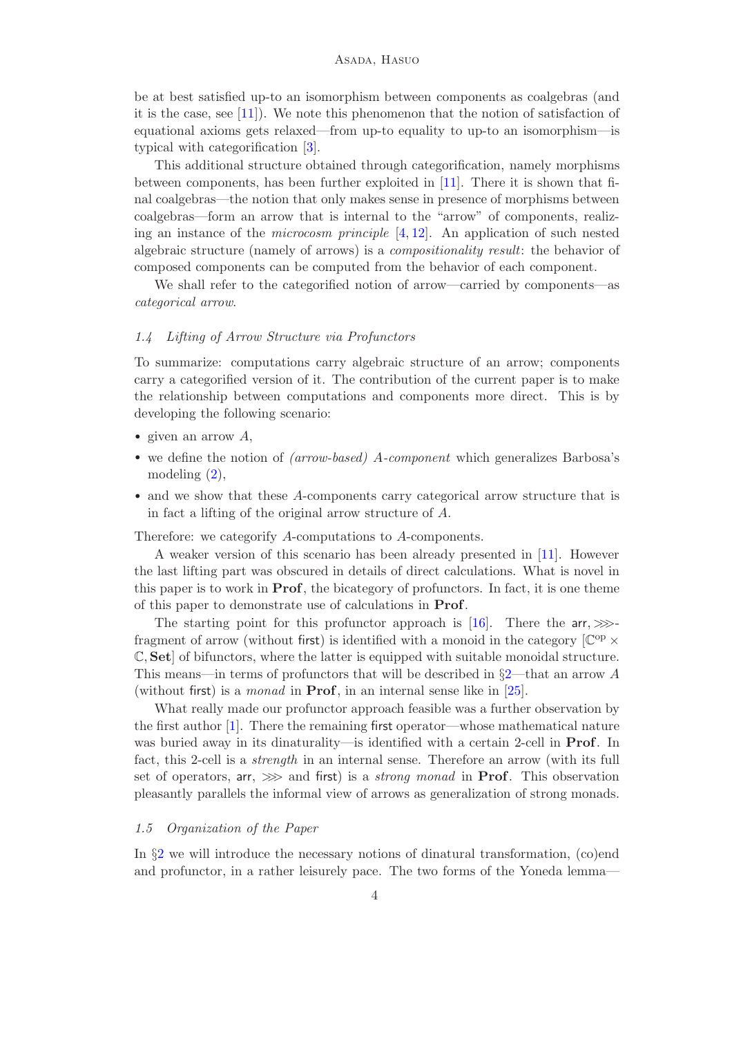be at best satisfied up-to an isomorphism between components as coalgebras (and it is the case, see [11]). We note this phenomenon that the notion of satisfaction of equational axioms gets relaxed—from up-to equality to up-to an isomorphism—is typical with categorification [3].

This additional structure obtained through categorification, namely morphisms between components, has been further exploited in [11]. There it is shown that final coalgebras—the notion that only makes sense in presence of morphisms between coalgebras—form an arrow that is internal to the "arrow" of components, realizing an instance of the *microcosm principle* [4, 12]. An application of such nested algebraic structure (namely of arrows) is a *compositionality result*: the behavior of composed components can be computed from the behavior of each component.

We shall refer to the categorified notion of arrow—carried by components—as *categorical arrow*.

### 1.4 Lifting of Arrow Structure via Profunctors

To summarize: computations carry algebraic structure of an arrow; components carry a categorified version of it. The contribution of the current paper is to make the relationship between computations and components more direct. This is by developing the following scenario:

- given an arrow $A$,
- we define the notion of *(arrow-based) $A$-component* which generalizes Barbosa's modeling (2),
- and we show that these $A$-components carry categorical arrow structure that is in fact a lifting of the original arrow structure of $A$.

Therefore: we categorify $A$-computations to $A$-components.

A weaker version of this scenario has been already presented in [11]. However the last lifting part was obscured in details of direct calculations. What is novel in this paper is to work in **Prof**, the bicategory of profunctors. In fact, it is one theme of this paper to demonstrate use of calculations in **Prof**.

The starting point for this profunctor approach is [16]. There the $\mathsf{arr}, \ggg$-fragment of arrow (without $\mathsf{first}$) is identified with a monoid in the category $[\mathbb{C}^{\mathrm{op}} \times \mathbb{C}, \mathbf{Set}]$ of bifunctors, where the latter is equipped with suitable monoidal structure. This means—in terms of profunctors that will be described in §2—that an arrow $A$ (without $\mathsf{first}$) is a *monad* in **Prof**, in an internal sense like in [25].

What really made our profunctor approach feasible was a further observation by the first author [1]. There the remaining $\mathsf{first}$ operator—whose mathematical nature was buried away in its dinaturality—is identified with a certain 2-cell in **Prof**. In fact, this 2-cell is a *strength* in an internal sense. Therefore an arrow (with its full set of operators, $\mathsf{arr}$, $\ggg$ and $\mathsf{first}$) is a *strong monad* in **Prof**. This observation pleasantly parallels the informal view of arrows as generalization of strong monads.

### 1.5 Organization of the Paper

In §2 we will introduce the necessary notions of dinatural transformation, (co)end and profunctor, in a rather leisurely pace. The two forms of the Yoneda lemma—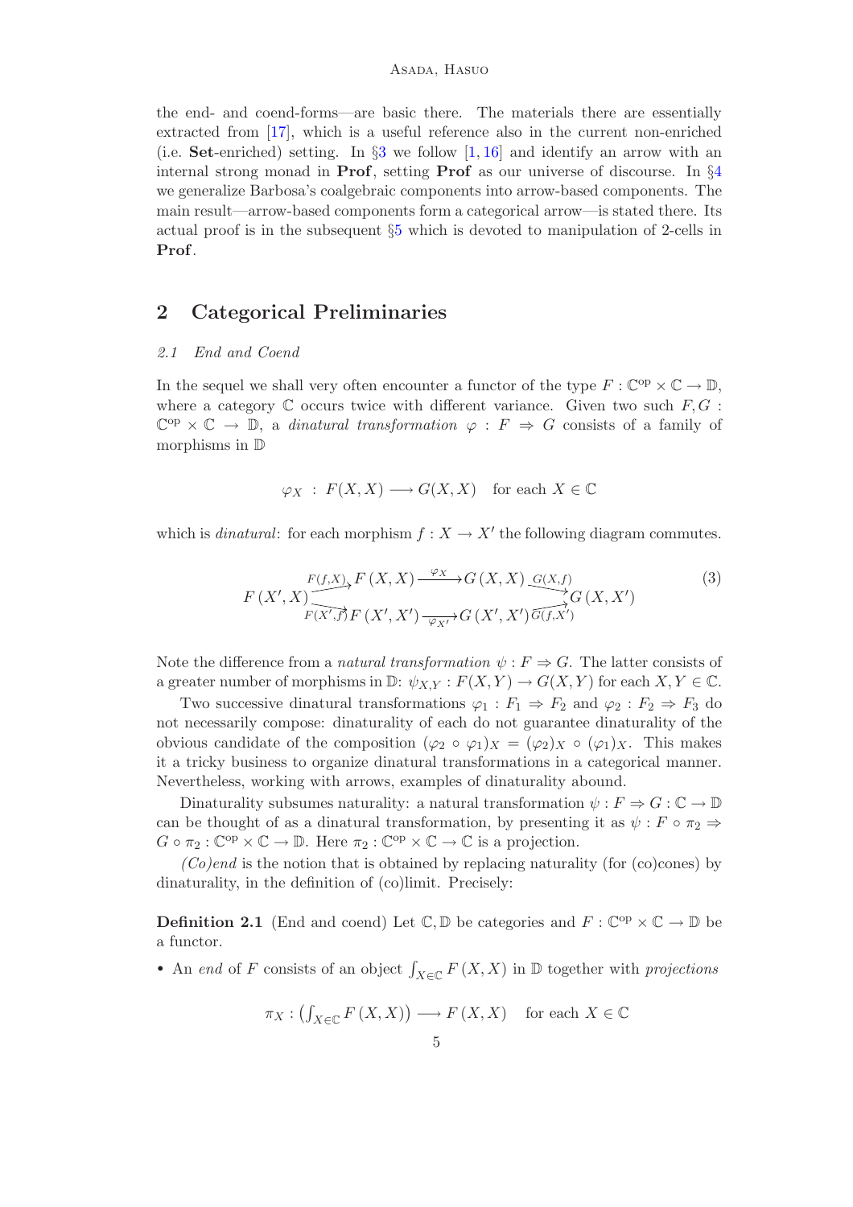the end- and coend-forms—are basic there. The materials there are essentially extracted from [17], which is a useful reference also in the current non-enriched (i.e. **Set**-enriched) setting. In §3 we follow [1, 16] and identify an arrow with an internal strong monad in **Prof**, setting **Prof** as our universe of discourse. In §4 we generalize Barbosa's coalgebraic components into arrow-based components. The main result—arrow-based components form a categorical arrow—is stated there. Its actual proof is in the subsequent §5 which is devoted to manipulation of 2-cells in **Prof**.

## 2 Categorical Preliminaries

### 2.1 End and Coend

In the sequel we shall very often encounter a functor of the type $F : \mathbb{C}^{\mathrm{op}} \times \mathbb{C} \to \mathbb{D}$, where a category $\mathbb{C}$ occurs twice with different variance. Given two such $F, G : \mathbb{C}^{\mathrm{op}} \times \mathbb{C} \to \mathbb{D}$, a *dinatural transformation* $\varphi : F \Rightarrow G$ consists of a family of morphisms in $\mathbb{D}$

$$\varphi_X \;:\; F(X,X) \longrightarrow G(X,X) \quad \text{for each } X \in \mathbb{C}$$

which is *dinatural*: for each morphism $f : X \to X'$ the following diagram commutes.

$$F(X',X) \begin{array}{l} \xrightarrow{F(f,X)} F(X,X) \xrightarrow{\varphi_X} G(X,X) \xrightarrow{G(X,f)} \\ \xrightarrow[F(X',f)]{} F(X',X') \xrightarrow[\varphi_{X'}]{} G(X',X') \xrightarrow[G(f,X')]{} \end{array} G(X,X') \tag{3}$$

Note the difference from a *natural transformation* $\psi : F \Rightarrow G$. The latter consists of a greater number of morphisms in $\mathbb{D}$: $\psi_{X,Y} : F(X,Y) \to G(X,Y)$ for each $X, Y \in \mathbb{C}$.

Two successive dinatural transformations $\varphi_1 : F_1 \Rightarrow F_2$ and $\varphi_2 : F_2 \Rightarrow F_3$ do not necessarily compose: dinaturality of each do not guarantee dinaturality of the obvious candidate of the composition $(\varphi_2 \circ \varphi_1)_X = (\varphi_2)_X \circ (\varphi_1)_X$. This makes it a tricky business to organize dinatural transformations in a categorical manner. Nevertheless, working with arrows, examples of dinaturality abound.

Dinaturality subsumes naturality: a natural transformation $\psi : F \Rightarrow G : \mathbb{C} \to \mathbb{D}$ can be thought of as a dinatural transformation, by presenting it as $\psi : F \circ \pi_2 \Rightarrow G \circ \pi_2 : \mathbb{C}^{\mathrm{op}} \times \mathbb{C} \to \mathbb{D}$. Here $\pi_2 : \mathbb{C}^{\mathrm{op}} \times \mathbb{C} \to \mathbb{C}$ is a projection.

*(Co)end* is the notion that is obtained by replacing naturality (for (co)cones) by dinaturality, in the definition of (co)limit. Precisely:

**Definition 2.1** (End and coend) Let $\mathbb{C}, \mathbb{D}$ be categories and $F : \mathbb{C}^{\mathrm{op}} \times \mathbb{C} \to \mathbb{D}$ be a functor.

- An *end* of $F$ consists of an object $\int_{X \in \mathbb{C}} F(X,X)$ in $\mathbb{D}$ together with *projections*

$$\pi_X : \left(\int_{X \in \mathbb{C}} F(X,X)\right) \longrightarrow F(X,X) \quad \text{for each } X \in \mathbb{C}$$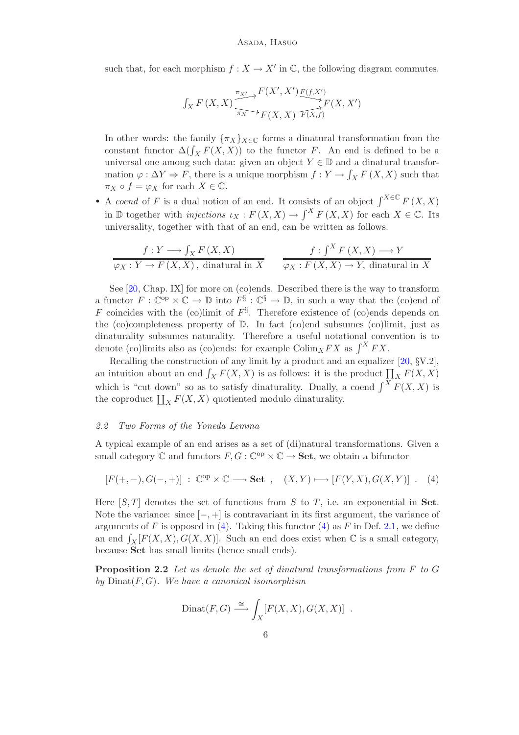such that, for each morphism $f : X \to X'$ in $\mathbb{C}$, the following diagram commutes.

$$\int_X F(X,X) \overset{\pi_{X'}}{\underset{\pi_X}{\rightrightarrows}} \begin{matrix} F(X',X') \xrightarrow{F(f,X')} \\ F(X,X) \xrightarrow[F(X,f)]{} \end{matrix} F(X,X')$$

In other words: the family $\{\pi_X\}_{X\in\mathbb{C}}$ forms a dinatural transformation from the constant functor $\Delta(\int_X F(X,X))$ to the functor $F$. An end is defined to be a universal one among such data: given an object $Y \in \mathbb{D}$ and a dinatural transformation $\varphi : \Delta Y \Rightarrow F$, there is a unique morphism $f : Y \to \int_X F(X,X)$ such that $\pi_X \circ f = \varphi_X$ for each $X \in \mathbb{C}$.

- A *coend* of $F$ is a dual notion of an end. It consists of an object $\int^{X\in\mathbb{C}} F(X,X)$ in $\mathbb{D}$ together with *injections* $\iota_X : F(X,X) \to \int^X F(X,X)$ for each $X \in \mathbb{C}$. Its universality, together with that of an end, can be written as follows.

$$\frac{f : Y \longrightarrow \int_X F(X,X)}{\varphi_X : Y \to F(X,X)\,,\ \text{dinatural in } X} \qquad \frac{f : \int^X F(X,X) \longrightarrow Y}{\varphi_X : F(X,X) \to Y,\ \text{dinatural in } X}$$

See [20, Chap. IX] for more on (co)ends. Described there is the way to transform a functor $F : \mathbb{C}^{\mathrm{op}} \times \mathbb{C} \to \mathbb{D}$ into $F^{\S} : \mathbb{C}^{\S} \to \mathbb{D}$, in such a way that the (co)end of $F$ coincides with the (co)limit of $F^{\S}$. Therefore existence of (co)ends depends on the (co)completeness property of $\mathbb{D}$. In fact (co)end subsumes (co)limit, just as dinaturality subsumes naturality. Therefore a useful notational convention is to denote (co)limits also as (co)ends: for example $\mathrm{Colim}_X FX$ as $\int^X FX$.

Recalling the construction of any limit by a product and an equalizer [20, §V.2], an intuition about an end $\int_X F(X,X)$ is as follows: it is the product $\prod_X F(X,X)$ which is "cut down" so as to satisfy dinaturality. Dually, a coend $\int^X F(X,X)$ is the coproduct $\coprod_X F(X,X)$ quotiented modulo dinaturality.

### 2.2 Two Forms of the Yoneda Lemma

A typical example of an end arises as a set of (di)natural transformations. Given a small category $\mathbb{C}$ and functors $F, G : \mathbb{C}^{\mathrm{op}} \times \mathbb{C} \to \mathbf{Set}$, we obtain a bifunctor

$$[F(+,-), G(-,+)] \;:\; \mathbb{C}^{\mathrm{op}} \times \mathbb{C} \longrightarrow \mathbf{Set} \;, \quad (X,Y) \longmapsto [F(Y,X), G(X,Y)] \;. \quad (4)$$

Here $[S,T]$ denotes the set of functions from $S$ to $T$, i.e. an exponential in $\mathbf{Set}$. Note the variance: since $[-,+]$ is contravariant in its first argument, the variance of arguments of $F$ is opposed in (4). Taking this functor (4) as $F$ in Def. 2.1, we define an end $\int_X [F(X,X), G(X,X)]$. Such an end does exist when $\mathbb{C}$ is a small category, because $\mathbf{Set}$ has small limits (hence small ends).

**Proposition 2.2** *Let us denote the set of dinatural transformations from $F$ to $G$ by $\mathrm{Dinat}(F,G)$. We have a canonical isomorphism*

$$\mathrm{Dinat}(F,G) \xrightarrow{\cong} \int_X [F(X,X), G(X,X)] \;.$$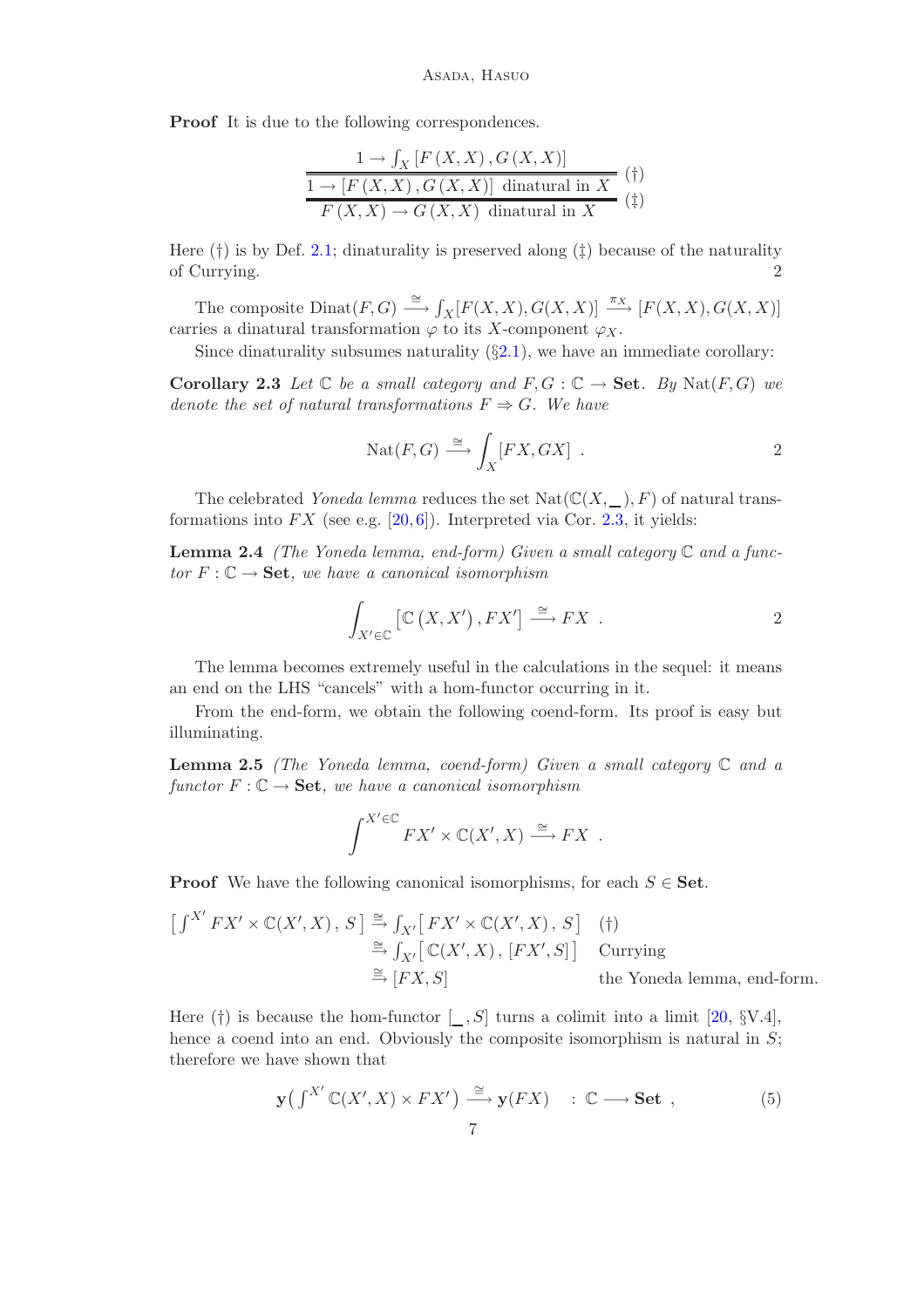**Proof** It is due to the following correspondences.

$$
\dfrac{\dfrac{1 \to \int_X [F(X,X), G(X,X)]}{1 \to [F(X,X), G(X,X)] \text{ dinatural in } X}\ (\dagger)}{F(X,X) \to G(X,X) \text{ dinatural in } X}\ (\ddagger)
$$

Here (†) is by Def. 2.1; dinaturality is preserved along (‡) because of the naturality of Currying. $\square$

The composite $\mathrm{Dinat}(F,G) \xrightarrow{\cong} \int_X [F(X,X), G(X,X)] \xrightarrow{\pi_X} [F(X,X), G(X,X)]$ carries a dinatural transformation $\varphi$ to its $X$-component $\varphi_X$.

Since dinaturality subsumes naturality (§2.1), we have an immediate corollary:

**Corollary 2.3** *Let $\mathbb{C}$ be a small category and $F, G : \mathbb{C} \to \mathbf{Set}$. By $\mathrm{Nat}(F,G)$ we denote the set of natural transformations $F \Rightarrow G$. We have*

$$
\mathrm{Nat}(F,G) \xrightarrow{\cong} \int_X [FX, GX] \ . \qquad \square
$$

The celebrated *Yoneda lemma* reduces the set $\mathrm{Nat}(\mathbb{C}(X, \_), F)$ of natural transformations into $FX$ (see e.g. [20,6]). Interpreted via Cor. 2.3, it yields:

**Lemma 2.4** *(The Yoneda lemma, end-form) Given a small category $\mathbb{C}$ and a functor $F : \mathbb{C} \to \mathbf{Set}$, we have a canonical isomorphism*

$$
\int_{X' \in \mathbb{C}} [\mathbb{C}(X, X'), FX'] \xrightarrow{\cong} FX \ . \qquad \square
$$

The lemma becomes extremely useful in the calculations in the sequel: it means an end on the LHS "cancels" with a hom-functor occurring in it.

From the end-form, we obtain the following coend-form. Its proof is easy but illuminating.

**Lemma 2.5** *(The Yoneda lemma, coend-form) Given a small category $\mathbb{C}$ and a functor $F : \mathbb{C} \to \mathbf{Set}$, we have a canonical isomorphism*

$$
\int^{X' \in \mathbb{C}} FX' \times \mathbb{C}(X', X) \xrightarrow{\cong} FX \ .
$$

**Proof** We have the following canonical isomorphisms, for each $S \in \mathbf{Set}$.

$$
\begin{aligned}
\big[\textstyle\int^{X'} FX' \times \mathbb{C}(X', X)\,,\, S\big] &\xrightarrow{\cong} \textstyle\int_{X'} \big[FX' \times \mathbb{C}(X', X)\,,\, S\big] && (\dagger) \\
&\xrightarrow{\cong} \textstyle\int_{X'} \big[\mathbb{C}(X', X)\,,\, [FX', S]\big] && \text{Currying} \\
&\xrightarrow{\cong} [FX, S] && \text{the Yoneda lemma, end-form.}
\end{aligned}
$$

Here (†) is because the hom-functor $[\_, S]$ turns a colimit into a limit [20, §V.4], hence a coend into an end. Obviously the composite isomorphism is natural in $S$; therefore we have shown that

$$
\mathbf{y}\big(\textstyle\int^{X'} \mathbb{C}(X', X) \times FX'\big) \xrightarrow{\cong} \mathbf{y}(FX) \quad : \mathbb{C} \longrightarrow \mathbf{Set} \ , \tag{5}
$$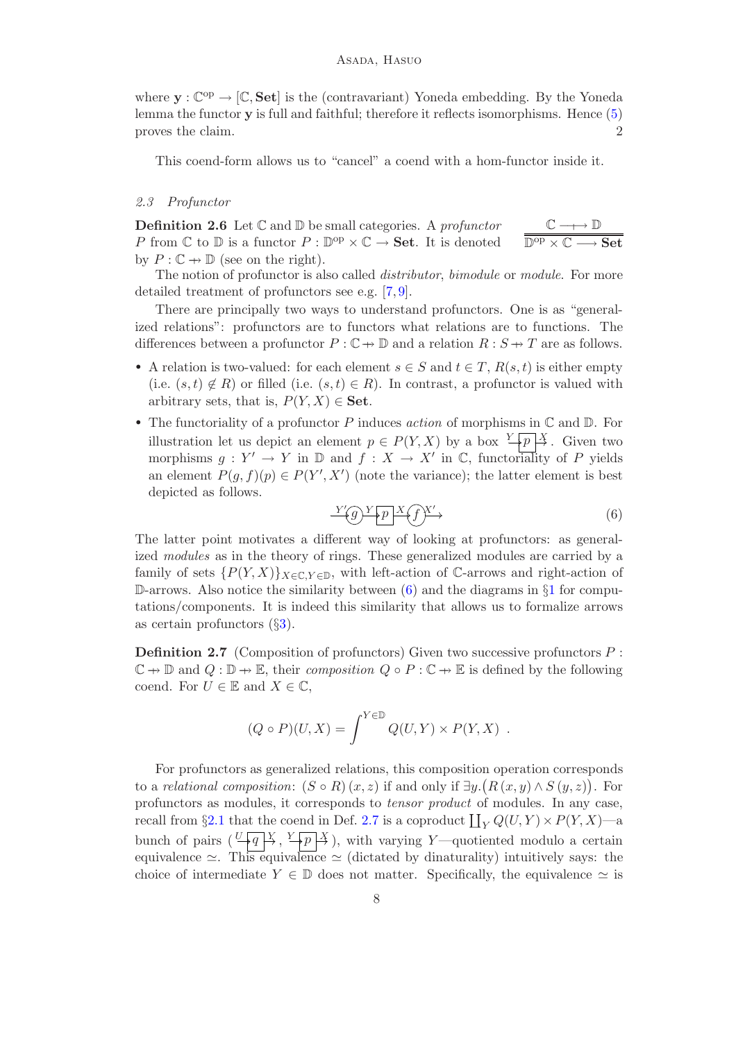where $\mathbf{y} : \mathbb{C}^{\mathrm{op}} \to [\mathbb{C}, \mathbf{Set}]$ is the (contravariant) Yoneda embedding. By the Yoneda lemma the functor $\mathbf{y}$ is full and faithful; therefore it reflects isomorphisms. Hence (5) proves the claim. 2

This coend-form allows us to "cancel" a coend with a hom-functor inside it.

### 2.3 Profunctor

**Definition 2.6** Let $\mathbb{C}$ and $\mathbb{D}$ be small categories. A *profunctor* $P$ from $\mathbb{C}$ to $\mathbb{D}$ is a functor $P : \mathbb{D}^{\mathrm{op}} \times \mathbb{C} \to \mathbf{Set}$. It is denoted by $P : \mathbb{C} \nrightarrow \mathbb{D}$ (see on the right).

$$\frac{\mathbb{C} \longrightarrow\!\!\!\!\!\!\mapsto \mathbb{D}}{\mathbb{D}^{\mathrm{op}} \times \mathbb{C} \longrightarrow \mathbf{Set}}$$

The notion of profunctor is also called *distributor*, *bimodule* or *module*. For more detailed treatment of profunctors see e.g. [7,9].

There are principally two ways to understand profunctors. One is as "generalized relations": profunctors are to functors what relations are to functions. The differences between a profunctor $P : \mathbb{C} \nrightarrow \mathbb{D}$ and a relation $R : S \nrightarrow T$ are as follows.

- A relation is two-valued: for each element $s \in S$ and $t \in T$, $R(s,t)$ is either empty (i.e. $(s,t) \notin R$) or filled (i.e. $(s,t) \in R$). In contrast, a profunctor is valued with arbitrary sets, that is, $P(Y,X) \in \mathbf{Set}$.
- The functoriality of a profunctor $P$ induces *action* of morphisms in $\mathbb{C}$ and $\mathbb{D}$. For illustration let us depict an element $p \in P(Y,X)$ by a box $\xrightarrow{Y}\boxed{p}\xrightarrow{X}$. Given two morphisms $g : Y' \to Y$ in $\mathbb{D}$ and $f : X \to X'$ in $\mathbb{C}$, functoriality of $P$ yields an element $P(g,f)(p) \in P(Y',X')$ (note the variance); the latter element is best depicted as follows.

$$\xrightarrow{Y'}\!\!(g)\!\xrightarrow{Y}\boxed{p}\xrightarrow{X}\!(f)\!\xrightarrow{X'} \tag{6}$$

The latter point motivates a different way of looking at profunctors: as generalized *modules* as in the theory of rings. These generalized modules are carried by a family of sets $\{P(Y,X)\}_{X \in \mathbb{C}, Y \in \mathbb{D}}$, with left-action of $\mathbb{C}$-arrows and right-action of $\mathbb{D}$-arrows. Also notice the similarity between (6) and the diagrams in §1 for computations/components. It is indeed this similarity that allows us to formalize arrows as certain profunctors (§3).

**Definition 2.7** (Composition of profunctors) Given two successive profunctors $P : \mathbb{C} \nrightarrow \mathbb{D}$ and $Q : \mathbb{D} \nrightarrow \mathbb{E}$, their *composition* $Q \circ P : \mathbb{C} \nrightarrow \mathbb{E}$ is defined by the following coend. For $U \in \mathbb{E}$ and $X \in \mathbb{C}$,

$$(Q \circ P)(U,X) = \int^{Y \in \mathbb{D}} Q(U,Y) \times P(Y,X) \ .$$

For profunctors as generalized relations, this composition operation corresponds to a *relational composition*: $(S \circ R)(x,z)$ if and only if $\exists y.\big(R(x,y) \wedge S(y,z)\big)$. For profunctors as modules, it corresponds to *tensor product* of modules. In any case, recall from §2.1 that the coend in Def. 2.7 is a coproduct $\coprod_Y Q(U,Y) \times P(Y,X)$—a bunch of pairs $(\xrightarrow{U}\boxed{q}\xrightarrow{Y}, \xrightarrow{Y}\boxed{p}\xrightarrow{X})$, with varying $Y$—quotiented modulo a certain equivalence $\simeq$. This equivalence $\simeq$ (dictated by dinaturality) intuitively says: the choice of intermediate $Y \in \mathbb{D}$ does not matter. Specifically, the equivalence $\simeq$ is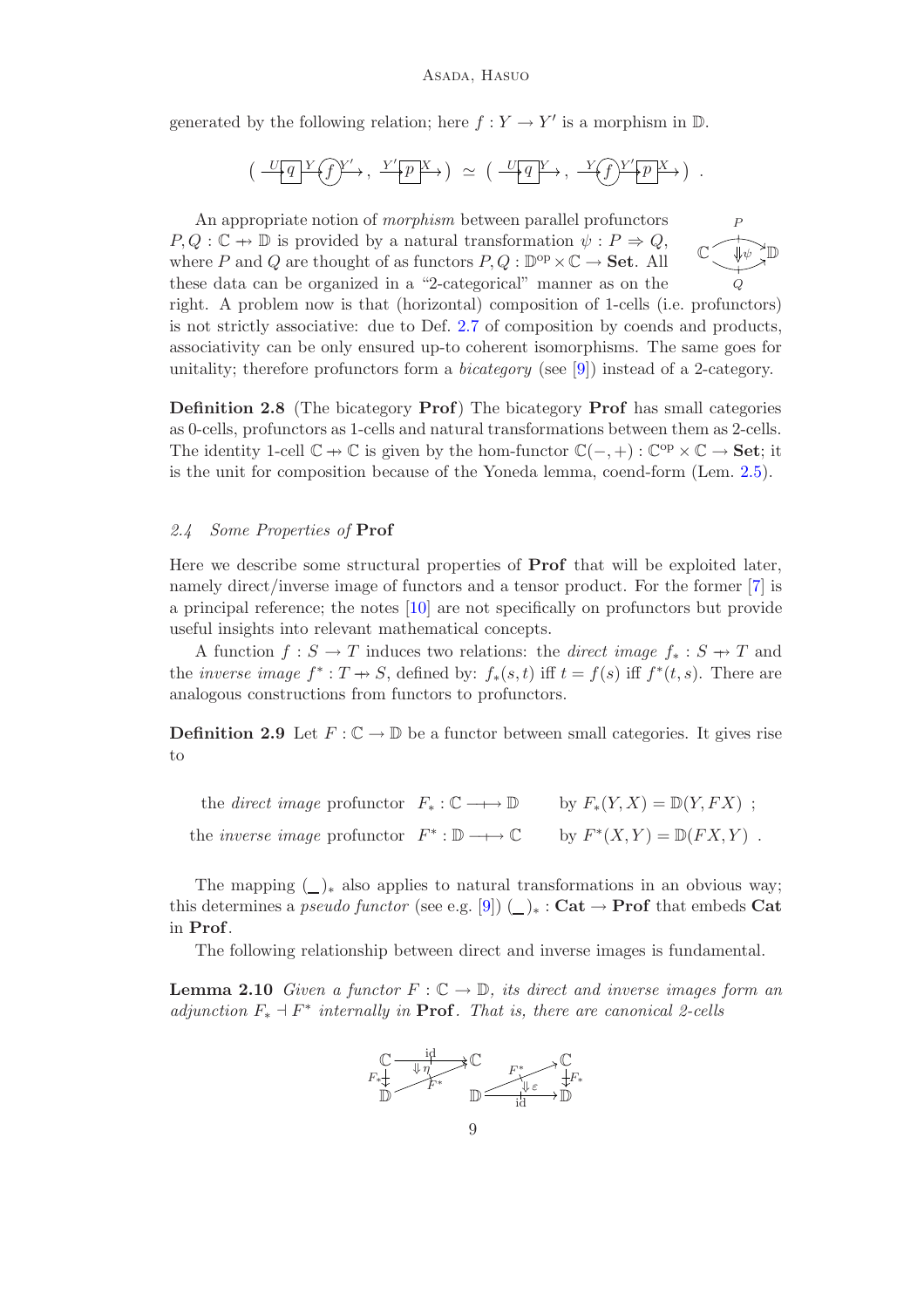generated by the following relation; here $f : Y \to Y'$ is a morphism in $\mathbb{D}$.

$$\left( \xrightarrow{U} \boxed{q} \xrightarrow{Y} \textcircled{f} \xrightarrow{Y'},\ \xrightarrow{Y'} \boxed{p} \xrightarrow{X} \right) \simeq \left( \xrightarrow{U} \boxed{q} \xrightarrow{Y},\ \xrightarrow{Y} \textcircled{f} \xrightarrow{Y'} \boxed{p} \xrightarrow{X} \right) .$$

An appropriate notion of *morphism* between parallel profunctors $P, Q : \mathbb{C} \nrightarrow \mathbb{D}$ is provided by a natural transformation $\psi : P \Rightarrow Q$, where $P$ and $Q$ are thought of as functors $P, Q : \mathbb{D}^{\mathrm{op}} \times \mathbb{C} \to \mathbf{Set}$. All these data can be organized in a "2-categorical" manner as on the right. A problem now is that (horizontal) composition of 1-cells (i.e. profunctors) is not strictly associative: due to Def. 2.7 of composition by coends and products, associativity can be only ensured up-to coherent isomorphisms. The same goes for unitality; therefore profunctors form a *bicategory* (see [9]) instead of a 2-category.

$$\mathbb{C} \underset{Q}{\overset{P}{\rightrightarrows}} \mathbb{D} \quad (\Downarrow \psi)$$

**Definition 2.8** (The bicategory **Prof**) The bicategory **Prof** has small categories as 0-cells, profunctors as 1-cells and natural transformations between them as 2-cells. The identity 1-cell $\mathbb{C} \nrightarrow \mathbb{C}$ is given by the hom-functor $\mathbb{C}(-,+) : \mathbb{C}^{\mathrm{op}} \times \mathbb{C} \to \mathbf{Set}$; it is the unit for composition because of the Yoneda lemma, coend-form (Lem. 2.5).

## 2.4 Some Properties of Prof

Here we describe some structural properties of **Prof** that will be exploited later, namely direct/inverse image of functors and a tensor product. For the former [7] is a principal reference; the notes [10] are not specifically on profunctors but provide useful insights into relevant mathematical concepts.

A function $f : S \to T$ induces two relations: the *direct image* $f_* : S \nrightarrow T$ and the *inverse image* $f^* : T \nrightarrow S$, defined by: $f_*(s,t)$ iff $t = f(s)$ iff $f^*(t,s)$. There are analogous constructions from functors to profunctors.

**Definition 2.9** Let $F : \mathbb{C} \to \mathbb{D}$ be a functor between small categories. It gives rise to

the *direct image* profunctor $F_* : \mathbb{C} \longrightarrow\!\!\!\!\!\!+\;\; \mathbb{D}$ by $F_*(Y, X) = \mathbb{D}(Y, FX)$ ;

the *inverse image* profunctor $F^* : \mathbb{D} \longrightarrow\!\!\!\!\!\!+\;\; \mathbb{C}$ by $F^*(X, Y) = \mathbb{D}(FX, Y)$ .

The mapping $(\_)_*$ also applies to natural transformations in an obvious way; this determines a *pseudo functor* (see e.g. [9]) $(\_)_* : \mathbf{Cat} \to \mathbf{Prof}$ that embeds $\mathbf{Cat}$ in **Prof**.

The following relationship between direct and inverse images is fundamental.

**Lemma 2.10** *Given a functor $F : \mathbb{C} \to \mathbb{D}$, its direct and inverse images form an adjunction $F_* \dashv F^*$ internally in* **Prof**. *That is, there are canonical 2-cells*

$$\eta : \mathrm{id}_{\mathbb{C}} \Rightarrow F^* \circ F_* \qquad \varepsilon : F_* \circ F^* \Rightarrow \mathrm{id}_{\mathbb{D}}$$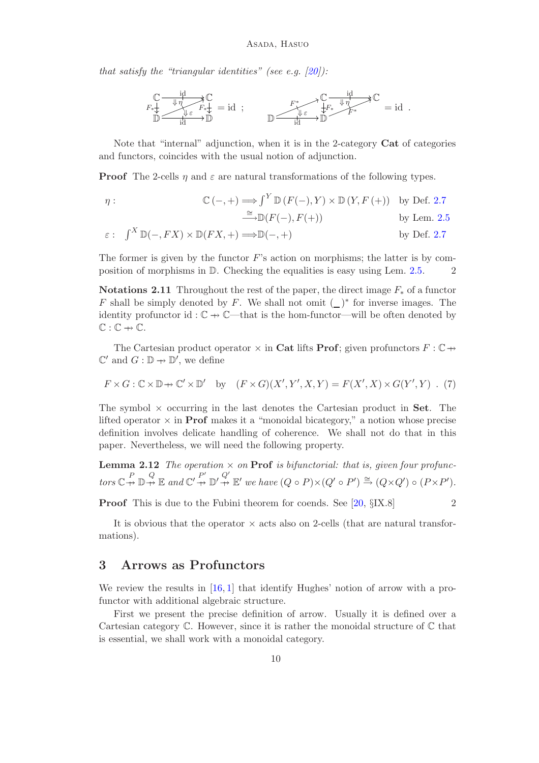*that satisfy the "triangular identities" (see e.g. [20]):*

$$\begin{array}{c}\mathbb{C} \xrightarrow{\mathrm{id}} \mathbb{C} \\ F_* \downarrow \;\Downarrow\eta\; \Downarrow\varepsilon\; \downarrow F_* \\ \mathbb{D} \xrightarrow[\mathrm{id}]{} \mathbb{D}\end{array} = \mathrm{id} \quad ; \qquad \begin{array}{c} \mathbb{D} \xrightarrow{F^*} \mathbb{C} \xrightarrow{\mathrm{id}} \mathbb{C} \\ \Downarrow\varepsilon \; \downarrow F_* \; \Downarrow\eta \; F^* \\ \mathbb{D} \xrightarrow[\mathrm{id}]{} \mathbb{D} \end{array} = \mathrm{id} \ .$$

Note that "internal" adjunction, when it is in the 2-category **Cat** of categories and functors, coincides with the usual notion of adjunction.

**Proof** The 2-cells $\eta$ and $\varepsilon$ are natural transformations of the following types.

$$\begin{aligned}
\eta: \quad & \mathbb{C}(-,+) \Longrightarrow \int^{Y} \mathbb{D}(F(-),Y) \times \mathbb{D}(Y, F(+)) && \text{by Def. 2.7} \\
& \qquad\qquad \xrightarrow{\cong} \mathbb{D}(F(-), F(+)) && \text{by Lem. 2.5} \\
\varepsilon: \quad & \int^{X} \mathbb{D}(-,FX) \times \mathbb{D}(FX,+) \Longrightarrow \mathbb{D}(-,+) && \text{by Def. 2.7}
\end{aligned}$$

The former is given by the functor $F$'s action on morphisms; the latter is by composition of morphisms in $\mathbb{D}$. Checking the equalities is easy using Lem. 2.5. 2

**Notations 2.11** Throughout the rest of the paper, the direct image $F_*$ of a functor $F$ shall be simply denoted by $F$. We shall not omit $(\_)^*$ for inverse images. The identity profunctor $\mathrm{id} : \mathbb{C} \nrightarrow \mathbb{C}$—that is the hom-functor—will be often denoted by $\mathbb{C} : \mathbb{C} \nrightarrow \mathbb{C}$.

The Cartesian product operator $\times$ in **Cat** lifts **Prof**; given profunctors $F : \mathbb{C} \nrightarrow \mathbb{C}'$ and $G : \mathbb{D} \nrightarrow \mathbb{D}'$, we define

$$F \times G : \mathbb{C} \times \mathbb{D} \nrightarrow \mathbb{C}' \times \mathbb{D}' \quad \text{by} \quad (F \times G)(X', Y', X, Y) = F(X', X) \times G(Y', Y) \ . \quad (7)$$

The symbol $\times$ occurring in the last denotes the Cartesian product in **Set**. The lifted operator $\times$ in **Prof** makes it a "monoidal bicategory," a notion whose precise definition involves delicate handling of coherence. We shall not do that in this paper. Nevertheless, we will need the following property.

**Lemma 2.12** *The operation $\times$ on* **Prof** *is bifunctorial: that is, given four profunctors $\mathbb{C} \overset{P}{\nrightarrow} \mathbb{D} \overset{Q}{\nrightarrow} \mathbb{E}$ and $\mathbb{C}' \overset{P'}{\nrightarrow} \mathbb{D}' \overset{Q'}{\nrightarrow} \mathbb{E}'$ we have $(Q \circ P) \times (Q' \circ P') \overset{\cong}{\Rightarrow} (Q \times Q') \circ (P \times P')$.*

**Proof** This is due to the Fubini theorem for coends. See [20, §IX.8] 2

It is obvious that the operator $\times$ acts also on 2-cells (that are natural transformations).

## 3 Arrows as Profunctors

We review the results in [16, 1] that identify Hughes' notion of arrow with a profunctor with additional algebraic structure.

First we present the precise definition of arrow. Usually it is defined over a Cartesian category $\mathbb{C}$. However, since it is rather the monoidal structure of $\mathbb{C}$ that is essential, we shall work with a monoidal category.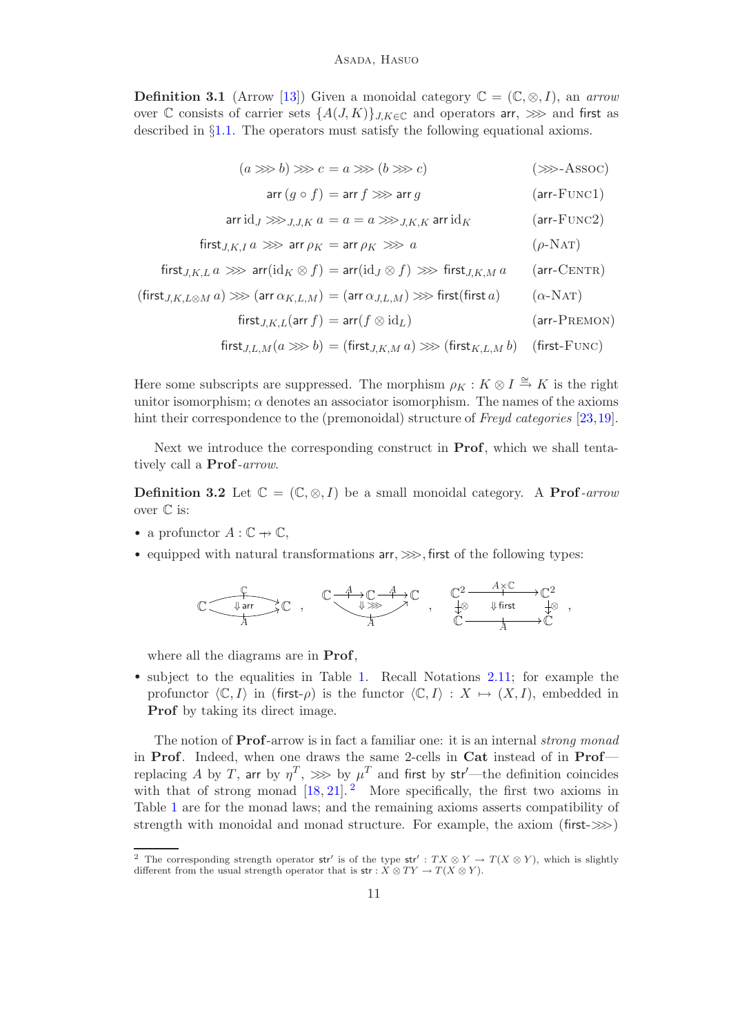**Definition 3.1** (Arrow [13]) Given a monoidal category $\mathbb{C} = (\mathbb{C}, \otimes, I)$, an *arrow* over $\mathbb{C}$ consists of carrier sets $\{A(J,K)\}_{J,K \in \mathbb{C}}$ and operators $\mathsf{arr}$, $\ggg$ and $\mathsf{first}$ as described in §1.1. The operators must satisfy the following equational axioms.

$$
\begin{array}{rcll}
(a \ggg b) \ggg c &=& a \ggg (b \ggg c) & (\ggg\text{-Assoc}) \\
\mathsf{arr}\,(g \circ f) &=& \mathsf{arr}\,f \ggg \mathsf{arr}\,g & (\mathsf{arr}\text{-Func1}) \\
\mathsf{arr}\,\mathrm{id}_J \ggg_{J,J,K} a = a &=& a \ggg_{J,K,K} \mathsf{arr}\,\mathrm{id}_K & (\mathsf{arr}\text{-Func2}) \\
\mathsf{first}_{J,K,I}\,a \ggg \mathsf{arr}\,\rho_K &=& \mathsf{arr}\,\rho_K \ggg a & (\rho\text{-Nat}) \\
\mathsf{first}_{J,K,L}\,a \ggg \mathsf{arr}(\mathrm{id}_K \otimes f) &=& \mathsf{arr}(\mathrm{id}_J \otimes f) \ggg \mathsf{first}_{J,K,M}\,a & (\mathsf{arr}\text{-Centr}) \\
(\mathsf{first}_{J,K,L\otimes M}\,a) \ggg (\mathsf{arr}\,\alpha_{K,L,M}) &=& (\mathsf{arr}\,\alpha_{J,L,M}) \ggg \mathsf{first}(\mathsf{first}\,a) & (\alpha\text{-Nat}) \\
\mathsf{first}_{J,K,L}(\mathsf{arr}\,f) &=& \mathsf{arr}(f \otimes \mathrm{id}_L) & (\mathsf{arr}\text{-Premon}) \\
\mathsf{first}_{J,L,M}(a \ggg b) &=& (\mathsf{first}_{J,K,M}\,a) \ggg (\mathsf{first}_{K,L,M}\,b) & (\mathsf{first}\text{-Func})
\end{array}
$$

Here some subscripts are suppressed. The morphism $\rho_K : K \otimes I \xrightarrow{\cong} K$ is the right unitor isomorphism; $\alpha$ denotes an associator isomorphism. The names of the axioms hint their correspondence to the (premonoidal) structure of *Freyd categories* [23,19].

Next we introduce the corresponding construct in **Prof**, which we shall tentatively call a **Prof**-*arrow*.

**Definition 3.2** Let $\mathbb{C} = (\mathbb{C}, \otimes, I)$ be a small monoidal category. A **Prof**-*arrow* over $\mathbb{C}$ is:

- a profunctor $A : \mathbb{C} \nrightarrow \mathbb{C}$,
- equipped with natural transformations $\mathsf{arr}, \ggg, \mathsf{first}$ of the following types:

$$
\mathbb{C} \underset{A}{\overset{\mathbb{C}}{\rightrightarrows}} \mathbb{C} \;(\Downarrow \mathsf{arr}), \quad \mathbb{C} \xrightarrow{A} \mathbb{C} \xrightarrow{A} \mathbb{C} \;\Downarrow\!\ggg\; \mathbb{C} \xrightarrow{A} \mathbb{C}, \quad
\begin{array}{ccc}
\mathbb{C}^2 & \xrightarrow{A \times \mathbb{C}} & \mathbb{C}^2 \\
\downarrow \otimes & \Downarrow \mathsf{first} & \downarrow \otimes \\
\mathbb{C} & \xrightarrow{A} & \mathbb{C}
\end{array},
$$

  where all the diagrams are in **Prof**,
- subject to the equalities in Table 1. Recall Notations 2.11; for example the profunctor $\langle \mathbb{C}, I \rangle$ in $(\mathsf{first}\text{-}\rho)$ is the functor $\langle \mathbb{C}, I \rangle : X \mapsto (X, I)$, embedded in **Prof** by taking its direct image.

The notion of **Prof**-arrow is in fact a familiar one: it is an internal *strong monad* in **Prof**. Indeed, when one draws the same 2-cells in **Cat** instead of in **Prof**—replacing $A$ by $T$, $\mathsf{arr}$ by $\eta^T$, $\ggg$ by $\mu^T$ and $\mathsf{first}$ by $\mathsf{str}'$—the definition coincides with that of strong monad [18, 21]. [2] More specifically, the first two axioms in Table 1 are for the monad laws; and the remaining axioms asserts compatibility of strength with monoidal and monad structure. For example, the axiom $(\mathsf{first}\text{-}\ggg)$

[2] The corresponding strength operator $\mathsf{str}'$ is of the type $\mathsf{str}' : TX \otimes Y \to T(X \otimes Y)$, which is slightly different from the usual strength operator that is $\mathsf{str} : X \otimes TY \to T(X \otimes Y)$.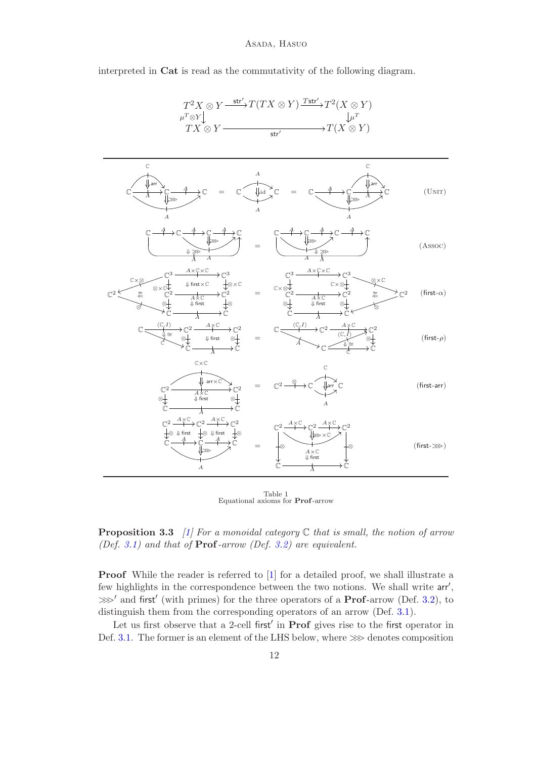interpreted in **Cat** is read as the commutativity of the following diagram.

$$
\begin{array}{ccc}
T^2X \otimes Y \xrightarrow{\mathsf{str}'} T(TX \otimes Y) \xrightarrow{T\mathsf{str}'} & T^2(X \otimes Y) \\
\mu^T \otimes Y \downarrow & \downarrow \mu^T \\
TX \otimes Y \xrightarrow{\qquad\qquad \mathsf{str}' \qquad\qquad} & T(X \otimes Y)
\end{array}
$$

| | |
|---|---|
| (string diagrams) | (Unit) |
| (string diagrams) | (Assoc) |
| (string diagrams) | (first-$\alpha$) |
| (string diagrams) | (first-$\rho$) |
| (string diagrams) | (first-arr) |
| (string diagrams) | (first-$\ggg$) |

Table 1
Equational axioms for **Prof**-arrow

**Proposition 3.3** [1] *For a monoidal category* $\mathbb{C}$ *that is small, the notion of arrow (Def. 3.1) and that of* **Prof***-arrow (Def. 3.2) are equivalent.*

**Proof** While the reader is referred to [1] for a detailed proof, we shall illustrate a few highlights in the correspondence between the two notions. We shall write $\mathsf{arr}'$, $\ggg'$ and $\mathsf{first}'$ (with primes) for the three operators of a **Prof**-arrow (Def. 3.2), to distinguish them from the corresponding operators of an arrow (Def. 3.1).

Let us first observe that a 2-cell $\mathsf{first}'$ in **Prof** gives rise to the $\mathsf{first}$ operator in Def. 3.1. The former is an element of the LHS below, where $\ggg$ denotes composition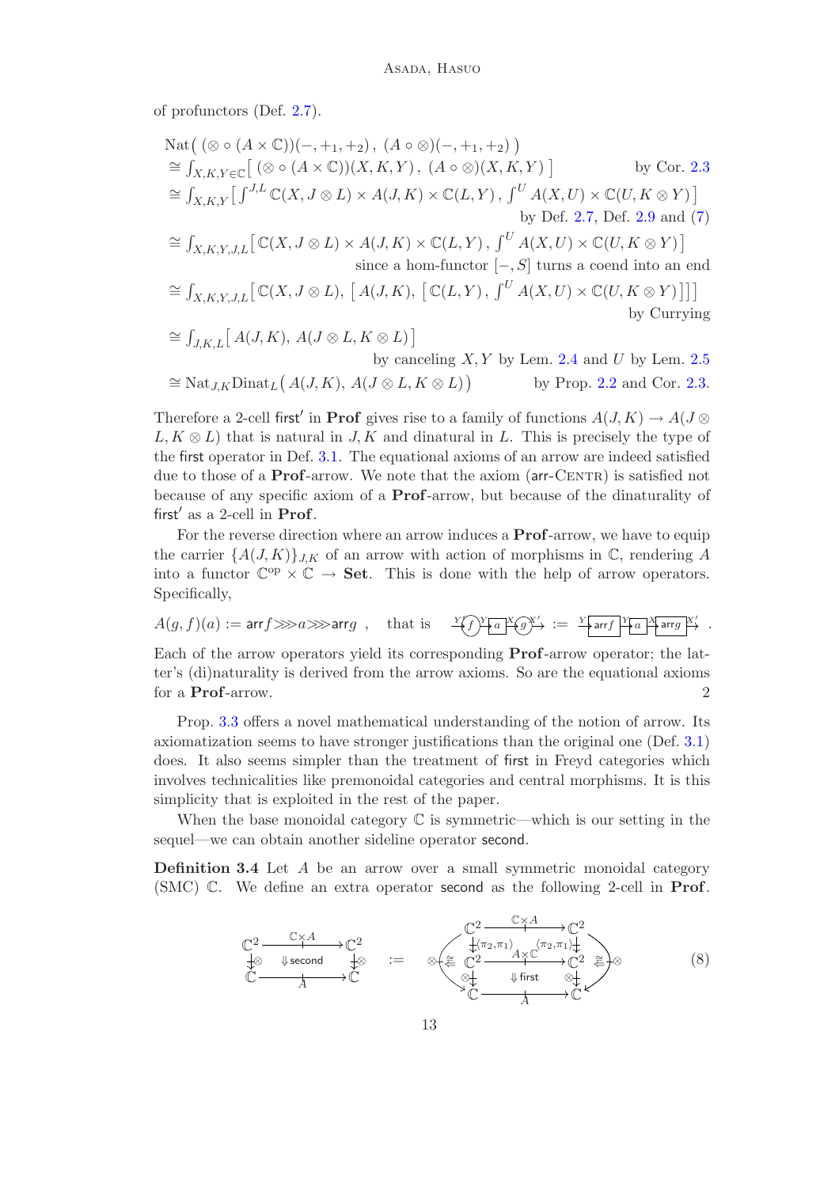of profunctors (Def. 2.7).

$$
\begin{aligned}
&\mathrm{Nat}\big(\, (\otimes \circ (A \times \mathbb{C}))(-, +_1, +_2)\,,\ (A \circ \otimes)(-, +_1, +_2)\,\big) \\
&\cong \textstyle\int_{X,K,Y \in \mathbb{C}} \big[\, (\otimes \circ (A \times \mathbb{C}))(X, K, Y)\,,\ (A \circ \otimes)(X, K, Y)\,\big] && \text{by Cor. 2.3} \\
&\cong \textstyle\int_{X,K,Y} \big[\, \int^{J,L} \mathbb{C}(X, J \otimes L) \times A(J, K) \times \mathbb{C}(L, Y)\,,\ \int^{U} A(X, U) \times \mathbb{C}(U, K \otimes Y)\,\big] && \text{by Def. 2.7, Def. 2.9 and (7)} \\
&\cong \textstyle\int_{X,K,Y,J,L} \big[\, \mathbb{C}(X, J \otimes L) \times A(J, K) \times \mathbb{C}(L, Y)\,,\ \int^{U} A(X, U) \times \mathbb{C}(U, K \otimes Y)\,\big] && \text{since a hom-functor } [-, S] \text{ turns a coend into an end} \\
&\cong \textstyle\int_{X,K,Y,J,L} \big[\, \mathbb{C}(X, J \otimes L),\ \big[\, A(J, K),\ \big[\, \mathbb{C}(L, Y)\,,\ \int^{U} A(X, U) \times \mathbb{C}(U, K \otimes Y)\,\big]\big]\big] && \text{by Currying} \\
&\cong \textstyle\int_{J,K,L} \big[\, A(J, K),\ A(J \otimes L, K \otimes L)\,\big] && \text{by canceling } X, Y \text{ by Lem. 2.4 and } U \text{ by Lem. 2.5} \\
&\cong \mathrm{Nat}_{J,K}\mathrm{Dinat}_{L}\big(\, A(J, K),\ A(J \otimes L, K \otimes L)\big) && \text{by Prop. 2.2 and Cor. 2.3.}
\end{aligned}
$$

Therefore a 2-cell $\mathsf{first}'$ in **Prof** gives rise to a family of functions $A(J, K) \to A(J \otimes L, K \otimes L)$ that is natural in $J, K$ and dinatural in $L$. This is precisely the type of the $\mathsf{first}$ operator in Def. 3.1. The equational axioms of an arrow are indeed satisfied due to those of a **Prof**-arrow. We note that the axiom ($\mathsf{arr}$-Centr) is satisfied not because of any specific axiom of a **Prof**-arrow, but because of the dinaturality of $\mathsf{first}'$ as a 2-cell in **Prof**.

For the reverse direction where an arrow induces a **Prof**-arrow, we have to equip the carrier $\{A(J, K)\}_{J,K}$ of an arrow with action of morphisms in $\mathbb{C}$, rendering $A$ into a functor $\mathbb{C}^{\mathrm{op}} \times \mathbb{C} \to \mathbf{Set}$. This is done with the help of arrow operators. Specifically,

$$
A(g, f)(a) := \mathsf{arr} f \ggg a \ggg \mathsf{arr} g \ , \quad \text{that is} \quad \xrightarrow{Y'} (f) \xrightarrow{Y} \boxed{a} \xrightarrow{X} (g) \xrightarrow{X'} \ := \ \xrightarrow{Y'} \boxed{\mathsf{arr} f} \xrightarrow{Y} \boxed{a} \xrightarrow{X} \boxed{\mathsf{arr} g} \xrightarrow{X'} \ .
$$

Each of the arrow operators yield its corresponding **Prof**-arrow operator; the latter's (di)naturality is derived from the arrow axioms. So are the equational axioms for a **Prof**-arrow. 2

Prop. 3.3 offers a novel mathematical understanding of the notion of arrow. Its axiomatization seems to have stronger justifications than the original one (Def. 3.1) does. It also seems simpler than the treatment of $\mathsf{first}$ in Freyd categories which involves technicalities like premonoidal categories and central morphisms. It is this simplicity that is exploited in the rest of the paper.

When the base monoidal category $\mathbb{C}$ is symmetric—which is our setting in the sequel—we can obtain another sideline operator $\mathsf{second}$.

**Definition 3.4** Let $A$ be an arrow over a small symmetric monoidal category (SMC) $\mathbb{C}$. We define an extra operator $\mathsf{second}$ as the following 2-cell in **Prof**.

$$
\begin{array}{ccc}
\mathbb{C}^2 & \xrightarrow{\ \mathbb{C} \times A\ } & \mathbb{C}^2 \\
\otimes \downarrow & \Downarrow \mathsf{second} & \downarrow \otimes \\
\mathbb{C} & \xrightarrow{\quad A \quad} & \mathbb{C}
\end{array}
\quad := \quad
\begin{array}{ccc}
\mathbb{C}^2 & \xrightarrow{\ \mathbb{C} \times A\ } & \mathbb{C}^2 \\
\downarrow \langle \pi_2, \pi_1 \rangle & & \langle \pi_2, \pi_1 \rangle \downarrow \\
\mathbb{C}^2 & \xrightarrow{\ A \times \mathbb{C}\ } & \mathbb{C}^2 \\
\otimes \downarrow & \Downarrow \mathsf{first} & \otimes \downarrow \\
\mathbb{C} & \xrightarrow{\quad A \quad} & \mathbb{C}
\end{array}
\quad (\text{with outer } \otimes \text{ and } \cong \text{ 2-cells on both sides})
\tag{8}
$$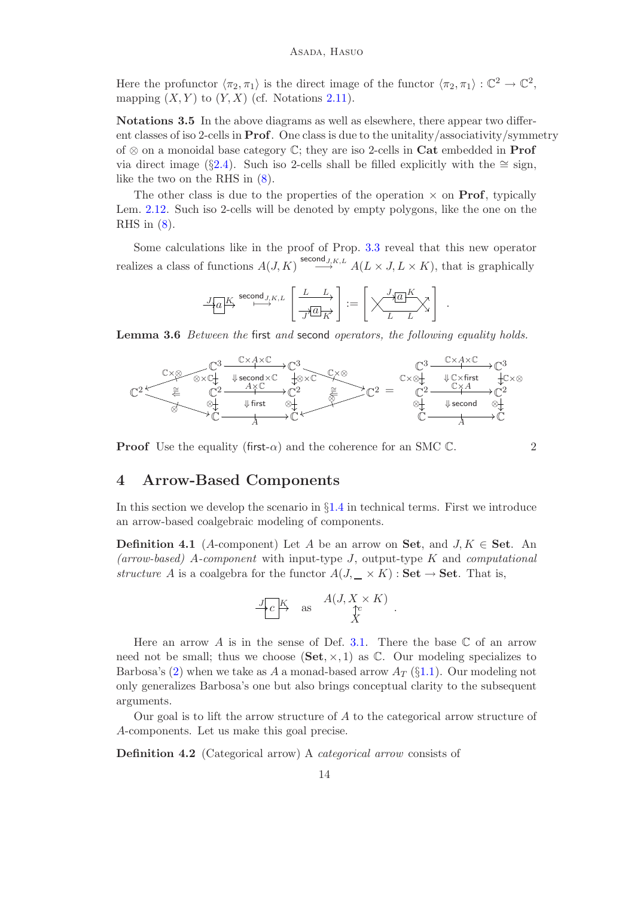Here the profunctor $\langle \pi_2, \pi_1 \rangle$ is the direct image of the functor $\langle \pi_2, \pi_1 \rangle : \mathbb{C}^2 \to \mathbb{C}^2$, mapping $(X, Y)$ to $(Y, X)$ (cf. Notations 2.11).

**Notations 3.5** In the above diagrams as well as elsewhere, there appear two different classes of iso 2-cells in **Prof**. One class is due to the unitality/associativity/symmetry of $\otimes$ on a monoidal base category $\mathbb{C}$; they are iso 2-cells in **Cat** embedded in **Prof** via direct image (§2.4). Such iso 2-cells shall be filled explicitly with the $\cong$ sign, like the two on the RHS in (8).

The other class is due to the properties of the operation $\times$ on **Prof**, typically Lem. 2.12. Such iso 2-cells will be denoted by empty polygons, like the one on the RHS in (8).

Some calculations like in the proof of Prop. 3.3 reveal that this new operator realizes a class of functions $A(J, K) \overset{\mathsf{second}_{J,K,L}}{\longrightarrow} A(L \times J, L \times K)$, that is graphically

$$\xrightarrow{J}\boxed{a}\xrightarrow{K} \;\overset{\mathsf{second}_{J,K,L}}{\longmapsto}\; \left[\begin{array}{c} \xrightarrow{L \quad L} \\ \xrightarrow{J}\boxed{a}\xrightarrow{K} \end{array}\right] := \left[\;\text{(wires } L \text{ and } J \text{ crossed, } \xrightarrow{J}\boxed{a}\xrightarrow{K} \text{ on top, } L \text{ below, then crossed back)}\;\right] .$$

**Lemma 3.6** *Between the* $\mathsf{first}$ *and* $\mathsf{second}$ *operators, the following equality holds.*

$$\begin{array}{c}
\mathbb{C}^2 \xrightarrow{\mathbb{C}\times\otimes} \mathbb{C}^3 \xrightarrow{\mathbb{C}\times A\times\mathbb{C}} \mathbb{C}^3 \xleftarrow{\mathbb{C}\times\otimes} \mathbb{C}^2 \\
\mathbb{C}^3 \xrightarrow{\otimes\times\mathbb{C}} \mathbb{C}^2 \xrightarrow{A\times\mathbb{C}} \mathbb{C}^2 \xleftarrow{\otimes\times\mathbb{C}} \mathbb{C}^3 ,\quad \Downarrow \mathsf{second}\times\mathbb{C} \\
\mathbb{C}^2 \xrightarrow{\otimes} \mathbb{C} \xrightarrow{A} \mathbb{C} \xleftarrow{\otimes} \mathbb{C}^2 ,\quad \Downarrow \mathsf{first},\ \text{with } \cong \text{ on both sides}
\end{array}
\;=\;
\begin{array}{c}
\mathbb{C}^3 \xrightarrow{\mathbb{C}\times A\times\mathbb{C}} \mathbb{C}^3 \\
\mathbb{C}\times\otimes \downarrow \quad \Downarrow \mathbb{C}\times\mathsf{first} \quad \downarrow \mathbb{C}\times\otimes \\
\mathbb{C}^2 \xrightarrow{\mathbb{C}\times A} \mathbb{C}^2 \\
\otimes \downarrow \quad \Downarrow \mathsf{second} \quad \downarrow \otimes \\
\mathbb{C} \xrightarrow{A} \mathbb{C}
\end{array}$$

**Proof** Use the equality ($\mathsf{first}$-$\alpha$) and the coherence for an SMC $\mathbb{C}$. $\square$

## 4 Arrow-Based Components

In this section we develop the scenario in §1.4 in technical terms. First we introduce an arrow-based coalgebraic modeling of components.

**Definition 4.1** ($A$-component) Let $A$ be an arrow on **Set**, and $J, K \in$ **Set**. An *(arrow-based) $A$-component* with input-type $J$, output-type $K$ and *computational structure* $A$ is a coalgebra for the functor $A(J, \_ \times K) : \mathbf{Set} \to \mathbf{Set}$. That is,

$$\xrightarrow{J}\boxed{c}\xrightarrow{K} \quad \text{as} \quad \begin{array}{c} A(J, X \times K) \\ \uparrow c \\ X \end{array} .$$

Here an arrow $A$ is in the sense of Def. 3.1. There the base $\mathbb{C}$ of an arrow need not be small; thus we choose $(\mathbf{Set}, \times, 1)$ as $\mathbb{C}$. Our modeling specializes to Barbosa's (2) when we take as $A$ a monad-based arrow $A_T$ (§1.1). Our modeling not only generalizes Barbosa's one but also brings conceptual clarity to the subsequent arguments.

Our goal is to lift the arrow structure of $A$ to the categorical arrow structure of $A$-components. Let us make this goal precise.

**Definition 4.2** (Categorical arrow) A *categorical arrow* consists of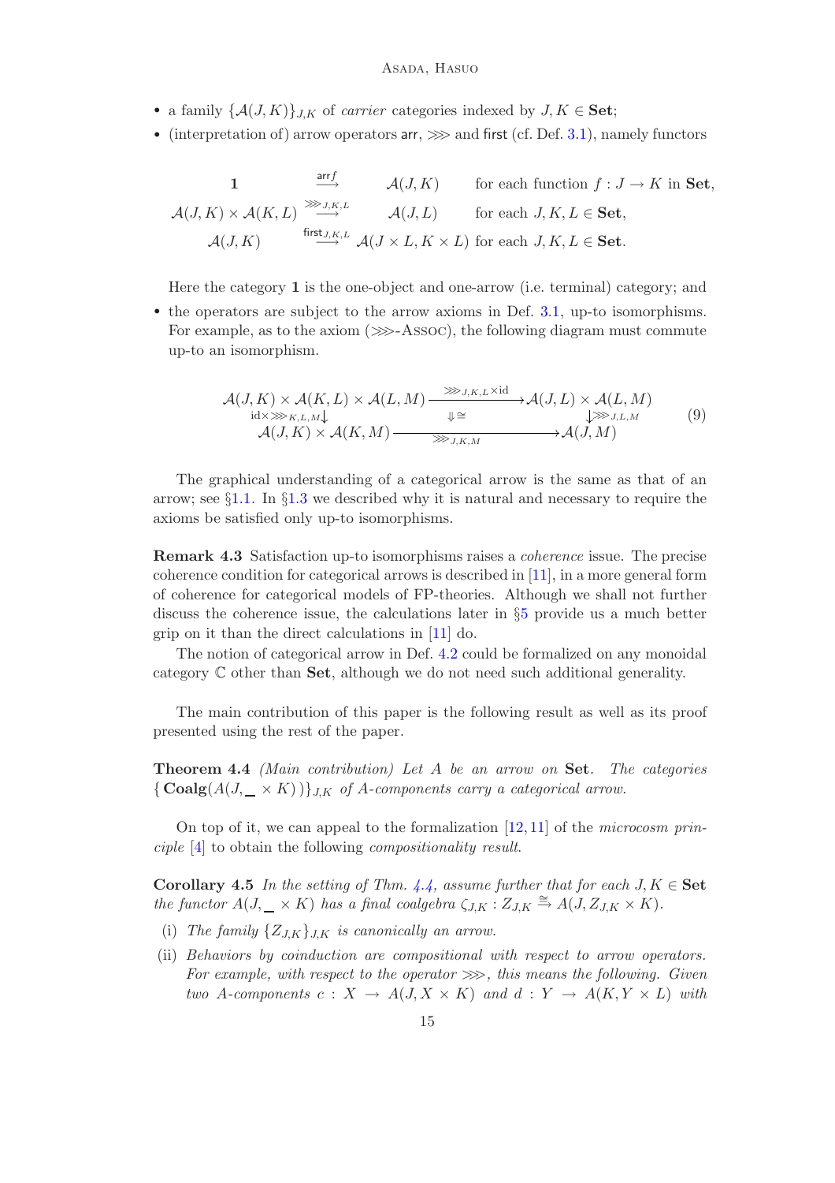- a family $\{\mathcal{A}(J,K)\}_{J,K}$ of *carrier* categories indexed by $J,K \in \mathbf{Set}$;
- (interpretation of) arrow operators $\mathsf{arr}$, $\ggg$ and $\mathsf{first}$ (cf. Def. 3.1), namely functors

$$
\begin{array}{cccl}
\mathbf{1} & \stackrel{\mathsf{arr} f}{\longrightarrow} & \mathcal{A}(J,K) & \text{for each function } f : J \to K \text{ in } \mathbf{Set}, \\
\mathcal{A}(J,K) \times \mathcal{A}(K,L) & \stackrel{\ggg_{J,K,L}}{\longrightarrow} & \mathcal{A}(J,L) & \text{for each } J,K,L \in \mathbf{Set}, \\
\mathcal{A}(J,K) & \stackrel{\mathsf{first}_{J,K,L}}{\longrightarrow} & \mathcal{A}(J \times L, K \times L) & \text{for each } J,K,L \in \mathbf{Set}.
\end{array}
$$

Here the category $\mathbf{1}$ is the one-object and one-arrow (i.e. terminal) category; and

- the operators are subject to the arrow axioms in Def. 3.1, up-to isomorphisms. For example, as to the axiom ($\ggg$-Assoc), the following diagram must commute up-to an isomorphism.

$$
\begin{array}{ccc}
\mathcal{A}(J,K) \times \mathcal{A}(K,L) \times \mathcal{A}(L,M) & \xrightarrow{\ggg_{J,K,L} \times \mathrm{id}} & \mathcal{A}(J,L) \times \mathcal{A}(L,M) \\
{\scriptstyle \mathrm{id} \times \ggg_{K,L,M}} \downarrow & \Downarrow \cong & \downarrow {\scriptstyle \ggg_{J,L,M}} \\
\mathcal{A}(J,K) \times \mathcal{A}(K,M) & \xrightarrow[\ggg_{J,K,M}]{} & \mathcal{A}(J,M)
\end{array}
\tag{9}
$$

The graphical understanding of a categorical arrow is the same as that of an arrow; see §1.1. In §1.3 we described why it is natural and necessary to require the axioms be satisfied only up-to isomorphisms.

**Remark 4.3** Satisfaction up-to isomorphisms raises a *coherence* issue. The precise coherence condition for categorical arrows is described in [11], in a more general form of coherence for categorical models of FP-theories. Although we shall not further discuss the coherence issue, the calculations later in §5 provide us a much better grip on it than the direct calculations in [11] do.

The notion of categorical arrow in Def. 4.2 could be formalized on any monoidal category $\mathbb{C}$ other than $\mathbf{Set}$, although we do not need such additional generality.

The main contribution of this paper is the following result as well as its proof presented using the rest of the paper.

**Theorem 4.4** *(Main contribution) Let $A$ be an arrow on* $\mathbf{Set}$*. The categories* $\{\mathbf{Coalg}(A(J, \_ \times K))\}_{J,K}$ *of $A$-components carry a categorical arrow.*

On top of it, we can appeal to the formalization [12, 11] of the *microcosm principle* [4] to obtain the following *compositionality result*.

**Corollary 4.5** *In the setting of Thm. 4.4, assume further that for each $J,K \in$* $\mathbf{Set}$ *the functor $A(J, \_ \times K)$ has a final coalgebra $\zeta_{J,K} : Z_{J,K} \stackrel{\cong}{\to} A(J, Z_{J,K} \times K)$.*

(i) *The family $\{Z_{J,K}\}_{J,K}$ is canonically an arrow.*

(ii) *Behaviors by coinduction are compositional with respect to arrow operators. For example, with respect to the operator $\ggg$, this means the following. Given two $A$-components $c : X \to A(J, X \times K)$ and $d : Y \to A(K, Y \times L)$ with*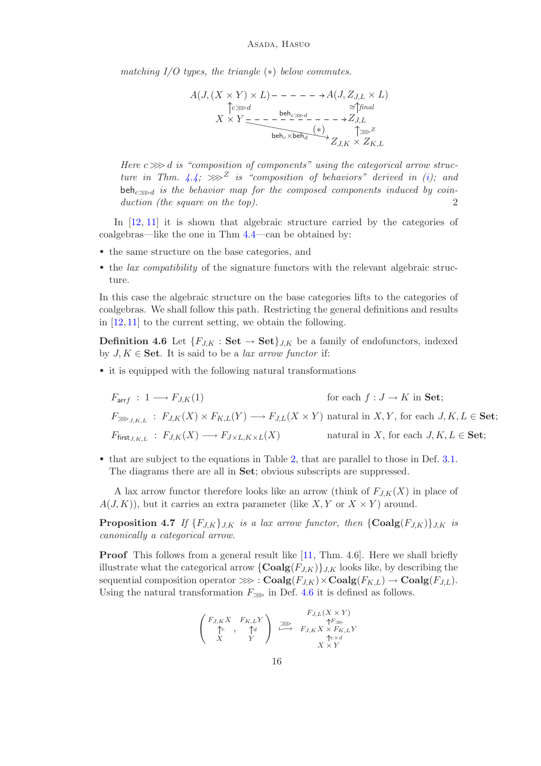*matching I/O types, the triangle* $(*)$ *below commutes.*

$$\begin{array}{ccc}
A(J,(X\times Y)\times L) & \dashrightarrow & A(J, Z_{J,L}\times L) \\
\uparrow{\scriptstyle c\ggg d} & & \cong\uparrow{\scriptstyle final} \\
X\times Y & \overset{\mathsf{beh}_{c\ggg d}}{\dashrightarrow} & Z_{J,L} \\
 & \searrow^{\mathsf{beh}_c\times\mathsf{beh}_d}\ (*) & \uparrow{\scriptstyle \ggg^Z} \\
 & & Z_{J,K}\times Z_{K,L}
\end{array}$$

*Here* $c\ggg d$ *is "composition of components" using the categorical arrow structure in Thm. 4.4;* $\ggg^Z$ *is "composition of behaviors" derived in (i); and* $\mathsf{beh}_{c\ggg d}$ *is the behavior map for the composed components induced by coinduction (the square on the top).* 2

In [12, 11] it is shown that algebraic structure carried by the categories of coalgebras—like the one in Thm 4.4—can be obtained by:

- the same structure on the base categories, and
- the *lax compatibility* of the signature functors with the relevant algebraic structure.

In this case the algebraic structure on the base categories lifts to the categories of coalgebras. We shall follow this path. Restricting the general definitions and results in [12,11] to the current setting, we obtain the following.

**Definition 4.6** Let $\{F_{J,K}:\mathbf{Set}\to\mathbf{Set}\}_{J,K}$ be a family of endofunctors, indexed by $J,K\in\mathbf{Set}$. It is said to be a *lax arrow functor* if:

- it is equipped with the following natural transformations

$$\begin{array}{lll}
F_{\mathsf{arr}f} \;:\; 1\longrightarrow F_{J,K}(1) & & \text{for each } f:J\to K \text{ in } \mathbf{Set}; \\
F_{\ggg_{J,K,L}} \;:\; F_{J,K}(X)\times F_{K,L}(Y)\longrightarrow F_{J,L}(X\times Y) & & \text{natural in } X,Y,\text{ for each } J,K,L\in\mathbf{Set}; \\
F_{\mathsf{first}_{J,K,L}} \;:\; F_{J,K}(X)\longrightarrow F_{J\times L,K\times L}(X) & & \text{natural in } X,\text{ for each } J,K,L\in\mathbf{Set};
\end{array}$$

- that are subject to the equations in Table 2, that are parallel to those in Def. 3.1. The diagrams there are all in **Set**; obvious subscripts are suppressed.

A lax arrow functor therefore looks like an arrow (think of $F_{J,K}(X)$ in place of $A(J,K)$), but it carries an extra parameter (like $X,Y$ or $X\times Y$) around.

**Proposition 4.7** *If* $\{F_{J,K}\}_{J,K}$ *is a lax arrow functor, then* $\{\mathbf{Coalg}(F_{J,K})\}_{J,K}$ *is canonically a categorical arrow.*

**Proof** This follows from a general result like [11, Thm. 4.6]. Here we shall briefly illustrate what the categorical arrow $\{\mathbf{Coalg}(F_{J,K})\}_{J,K}$ looks like, by describing the sequential composition operator $\ggg:\mathbf{Coalg}(F_{J,K})\times\mathbf{Coalg}(F_{K,L})\to\mathbf{Coalg}(F_{J,L})$. Using the natural transformation $F_{\ggg}$ in Def. 4.6 it is defined as follows.

$$\left(\begin{array}{c} F_{J,K}X \\ \uparrow{\scriptstyle c} \\ X\end{array},\ \begin{array}{c} F_{K,L}Y \\ \uparrow{\scriptstyle d} \\ Y\end{array}\right) \overset{\ggg}{\longmapsto} \begin{array}{c} F_{J,L}(X\times Y) \\ \uparrow{\scriptstyle F_{\ggg}} \\ F_{J,K}X\times F_{K,L}Y \\ \uparrow{\scriptstyle c\times d} \\ X\times Y\end{array}$$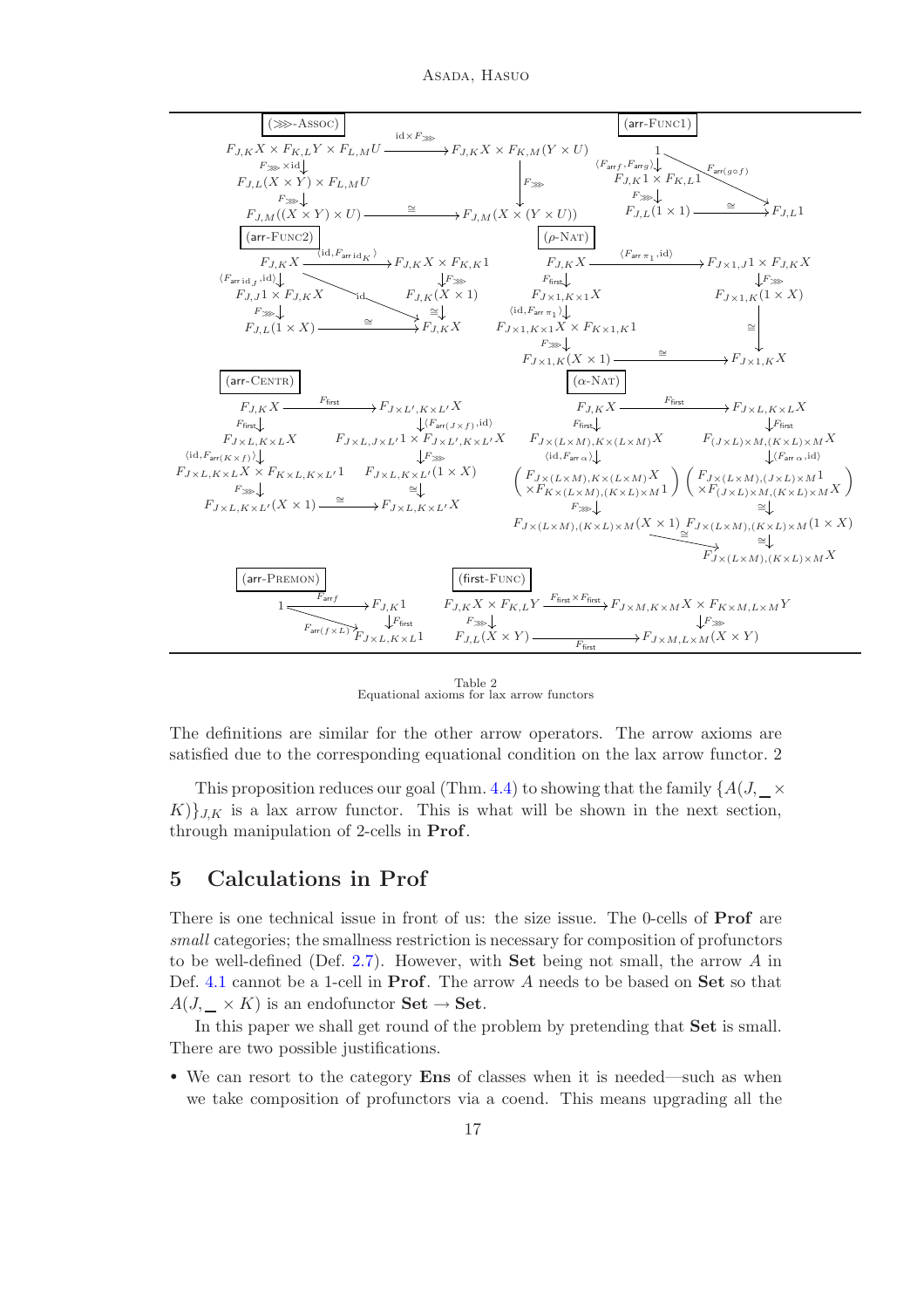Table 2 contains commutative diagrams (equational axioms for lax arrow functors): (≫-Assoc), (arr-Func1), (arr-Func2), (ρ-Nat), (arr-Centr), (α-Nat), (arr-Premon), (first-Func).

**(≫-Assoc)**

$$F_{J,K}X \times F_{K,L}Y \times F_{L,M}U \xrightarrow{\mathrm{id}\times F_{\ggg}} F_{J,K}X \times F_{K,M}(Y\times U) \xrightarrow{F_{\ggg}} F_{J,M}(X\times(Y\times U))$$
$$F_{J,K}X \times F_{K,L}Y \times F_{L,M}U \xrightarrow{F_{\ggg}\times\mathrm{id}} F_{J,L}(X\times Y)\times F_{L,M}U \xrightarrow{F_{\ggg}} F_{J,M}((X\times Y)\times U) \xrightarrow{\cong} F_{J,M}(X\times(Y\times U))$$

**(arr-Func1)**

$$1 \xrightarrow{\langle F_{\mathsf{arr}\,f}, F_{\mathsf{arr}\,g}\rangle} F_{J,K}1\times F_{K,L}1 \xrightarrow{F_{\ggg}} F_{J,L}(1\times 1) \xrightarrow{\cong} F_{J,L}1 \quad = \quad 1 \xrightarrow{F_{\mathsf{arr}(g\circ f)}} F_{J,L}1$$

**(arr-Func2)**

$$F_{J,K}X \xrightarrow{\langle \mathrm{id}, F_{\mathsf{arr}\,\mathrm{id}_K}\rangle} F_{J,K}X\times F_{K,K}1 \xrightarrow{F_{\ggg}} F_{J,K}(X\times 1) \xrightarrow{\cong} F_{J,K}X \quad = \quad \mathrm{id}$$
$$F_{J,K}X \xrightarrow{\langle F_{\mathsf{arr}\,\mathrm{id}_J}, \mathrm{id}\rangle} F_{J,J}1\times F_{J,K}X \xrightarrow{F_{\ggg}} F_{J,L}(1\times X) \xrightarrow{\cong} F_{J,K}X \quad = \quad \mathrm{id}$$

**(ρ-Nat)**

$$F_{J,K}X \xrightarrow{\langle F_{\mathsf{arr}\,\pi_1}, \mathrm{id}\rangle} F_{J\times 1, J}1\times F_{J,K}X \xrightarrow{F_{\ggg}} F_{J\times 1,K}(1\times X) \xrightarrow{\cong} F_{J\times 1,K}X$$
$$F_{J,K}X \xrightarrow{F_{\mathsf{first}}} F_{J\times 1,K\times 1}X \xrightarrow{\langle \mathrm{id}, F_{\mathsf{arr}\,\pi_1}\rangle} F_{J\times 1,K\times 1}X\times F_{K\times 1,K}1 \xrightarrow{F_{\ggg}} F_{J\times 1,K}(X\times 1) \xrightarrow{\cong} F_{J\times 1,K}X$$

**(arr-Centr)**

$$F_{J,K}X \xrightarrow{F_{\mathsf{first}}} F_{J\times L',K\times L'}X \xrightarrow{\langle F_{\mathsf{arr}(J\times f)}, \mathrm{id}\rangle} F_{J\times L,J\times L'}1\times F_{J\times L',K\times L'}X \xrightarrow{F_{\ggg}} F_{J\times L,K\times L'}(1\times X) \xrightarrow{\cong} F_{J\times L,K\times L'}X$$
$$F_{J,K}X \xrightarrow{F_{\mathsf{first}}} F_{J\times L,K\times L}X \xrightarrow{\langle \mathrm{id}, F_{\mathsf{arr}(K\times f)}\rangle} F_{J\times L,K\times L}X\times F_{K\times L,K\times L'}1 \xrightarrow{F_{\ggg}} F_{J\times L,K\times L'}(X\times 1) \xrightarrow{\cong} F_{J\times L,K\times L'}X$$

**(α-Nat)**

$$F_{J,K}X \xrightarrow{F_{\mathsf{first}}} F_{J\times L,K\times L}X \xrightarrow{F_{\mathsf{first}}} F_{(J\times L)\times M,(K\times L)\times M}X \xrightarrow{\langle F_{\mathsf{arr}\,\alpha}, \mathrm{id}\rangle} \begin{pmatrix} F_{J\times(L\times M),(J\times L)\times M}1 \\ \times F_{(J\times L)\times M,(K\times L)\times M}X\end{pmatrix} \xrightarrow{\cong} F_{J\times(L\times M),(K\times L)\times M}(1\times X) \xrightarrow{\cong} F_{J\times(L\times M),(K\times L)\times M}X$$
$$F_{J,K}X \xrightarrow{F_{\mathsf{first}}} F_{J\times(L\times M),K\times(L\times M)}X \xrightarrow{\langle \mathrm{id}, F_{\mathsf{arr}\,\alpha}\rangle} \begin{pmatrix} F_{J\times(L\times M),K\times(L\times M)}X \\ \times F_{K\times(L\times M),(K\times L)\times M}1\end{pmatrix} \xrightarrow{F_{\ggg}} F_{J\times(L\times M),(K\times L)\times M}(X\times 1) \xrightarrow{\cong} F_{J\times(L\times M),(K\times L)\times M}X$$

**(arr-Premon)**

$$1 \xrightarrow{F_{\mathsf{arr}\,f}} F_{J,K}1 \xrightarrow{F_{\mathsf{first}}} F_{J\times L,K\times L}1 \quad = \quad 1 \xrightarrow{F_{\mathsf{arr}(f\times L)}} F_{J\times L,K\times L}1$$

**(first-Func)**

$$F_{J,K}X\times F_{K,L}Y \xrightarrow{F_{\mathsf{first}}\times F_{\mathsf{first}}} F_{J\times M,K\times M}X\times F_{K\times M,L\times M}Y \xrightarrow{F_{\ggg}} F_{J\times M,L\times M}(X\times Y)$$
$$F_{J,K}X\times F_{K,L}Y \xrightarrow{F_{\ggg}} F_{J,L}(X\times Y) \xrightarrow{F_{\mathsf{first}}} F_{J\times M,L\times M}(X\times Y)$$

Table 2
Equational axioms for lax arrow functors

The definitions are similar for the other arrow operators. The arrow axioms are satisfied due to the corresponding equational condition on the lax arrow functor. 2

This proposition reduces our goal (Thm. 4.4) to showing that the family $\{A(J, \_ \times K)\}_{J,K}$ is a lax arrow functor. This is what will be shown in the next section, through manipulation of 2-cells in **Prof**.

# 5 Calculations in Prof

There is one technical issue in front of us: the size issue. The 0-cells of **Prof** are *small* categories; the smallness restriction is necessary for composition of profunctors to be well-defined (Def. 2.7). However, with **Set** being not small, the arrow $A$ in Def. 4.1 cannot be a 1-cell in **Prof**. The arrow $A$ needs to be based on **Set** so that $A(J, \_ \times K)$ is an endofunctor $\mathbf{Set} \to \mathbf{Set}$.

In this paper we shall get round of the problem by pretending that **Set** is small. There are two possible justifications.

- We can resort to the category **Ens** of classes when it is needed—such as when we take composition of profunctors via a coend. This means upgrading all the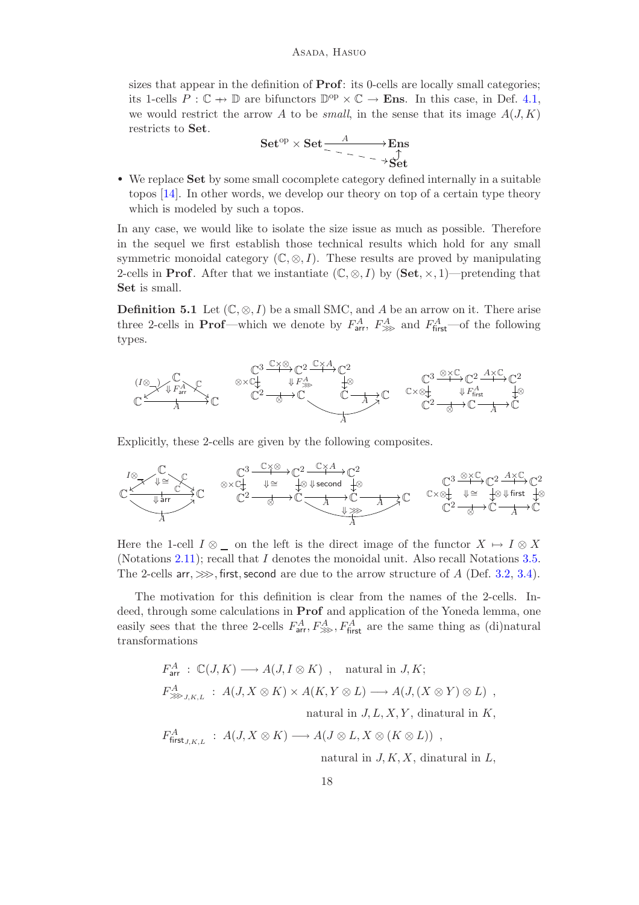sizes that appear in the definition of **Prof**: its 0-cells are locally small categories; its 1-cells $P : \mathbb{C} \nrightarrow \mathbb{D}$ are bifunctors $\mathbb{D}^{\mathrm{op}} \times \mathbb{C} \to \mathbf{Ens}$. In this case, in Def. 4.1, we would restrict the arrow $A$ to be *small*, in the sense that its image $A(J, K)$ restricts to **Set**.

$$\mathbf{Set}^{\mathrm{op}} \times \mathbf{Set} \xrightarrow{A} \mathbf{Ens} \hookleftarrow \mathbf{Set} \quad (\text{dashed arrow } \mathbf{Set}^{\mathrm{op}} \times \mathbf{Set} \dashrightarrow \mathbf{Set})$$

- We replace **Set** by some small cocomplete category defined internally in a suitable topos [14]. In other words, we develop our theory on top of a certain type theory which is modeled by such a topos.

In any case, we would like to isolate the size issue as much as possible. Therefore in the sequel we first establish those technical results which hold for any small symmetric monoidal category $(\mathbb{C}, \otimes, I)$. These results are proved by manipulating 2-cells in **Prof**. After that we instantiate $(\mathbb{C}, \otimes, I)$ by $(\mathbf{Set}, \times, 1)$—pretending that **Set** is small.

**Definition 5.1** Let $(\mathbb{C}, \otimes, I)$ be a small SMC, and $A$ be an arrow on it. There arise three 2-cells in **Prof**—which we denote by $F^A_{\mathsf{arr}}$, $F^A_{\ggg}$ and $F^A_{\mathsf{first}}$—of the following types.

$$F^A_{\mathsf{arr}} : \mathbb{C} \xrightarrow{\mathbb{C}} \mathbb{C} \Rightarrow \mathbb{C} \xrightarrow{(I\otimes\_)} \mathbb{C} \xrightarrow{A} \mathbb{C} \qquad F^A_{\ggg} : \mathbb{C}^3 \xrightarrow{\mathbb{C}\times\otimes} \mathbb{C}^2 \xrightarrow{\mathbb{C}\times A} \mathbb{C}^2 \xrightarrow{\otimes} \mathbb{C} \xrightarrow{A} \mathbb{C} \Rightarrow \mathbb{C}^3 \xrightarrow{\otimes\times\mathbb{C}} \mathbb{C}^2 \xrightarrow{\otimes} \mathbb{C} \xrightarrow{A} \mathbb{C}$$

$$F^A_{\mathsf{first}} : \mathbb{C}^3 \xrightarrow{\otimes\times\mathbb{C}} \mathbb{C}^2 \xrightarrow{A\times\mathbb{C}} \mathbb{C}^2 \xrightarrow{\otimes} \mathbb{C} \Rightarrow \mathbb{C}^3 \xrightarrow{\mathbb{C}\times\otimes} \mathbb{C}^2 \xrightarrow{\otimes} \mathbb{C} \xrightarrow{A} \mathbb{C}$$

Explicitly, these 2-cells are given by the following composites.

$$F^A_{\mathsf{arr}}: \ \mathbb{C} \Downarrow\cong \ (I\otimes\_ \text{ then } \mathbb{C}), \ \Downarrow \mathsf{arr}; \qquad F^A_{\ggg}: \ \Downarrow\cong,\ \Downarrow \mathsf{second},\ \Downarrow \ggg; \qquad F^A_{\mathsf{first}}: \ \Downarrow\cong,\ \Downarrow \mathsf{first}$$

Here the 1-cell $I \otimes \_$ on the left is the direct image of the functor $X \mapsto I \otimes X$ (Notations 2.11); recall that $I$ denotes the monoidal unit. Also recall Notations 3.5. The 2-cells $\mathsf{arr}, \ggg, \mathsf{first}, \mathsf{second}$ are due to the arrow structure of $A$ (Def. 3.2, 3.4).

The motivation for this definition is clear from the names of the 2-cells. Indeed, through some calculations in **Prof** and application of the Yoneda lemma, one easily sees that the three 2-cells $F^A_{\mathsf{arr}}, F^A_{\ggg}, F^A_{\mathsf{first}}$ are the same thing as (di)natural transformations

$$F^A_{\mathsf{arr}} \ : \ \mathbb{C}(J, K) \longrightarrow A(J, I \otimes K) \ , \quad \text{natural in } J, K;$$

$$F^A_{\ggg\, J,K,L} \ : \ A(J, X \otimes K) \times A(K, Y \otimes L) \longrightarrow A(J, (X \otimes Y) \otimes L) \ ,$$
natural in $J, L, X, Y$, dinatural in $K$,

$$F^A_{\mathsf{first}\, J,K,L} \ : \ A(J, X \otimes K) \longrightarrow A(J \otimes L, X \otimes (K \otimes L)) \ ,$$
natural in $J, K, X$, dinatural in $L$,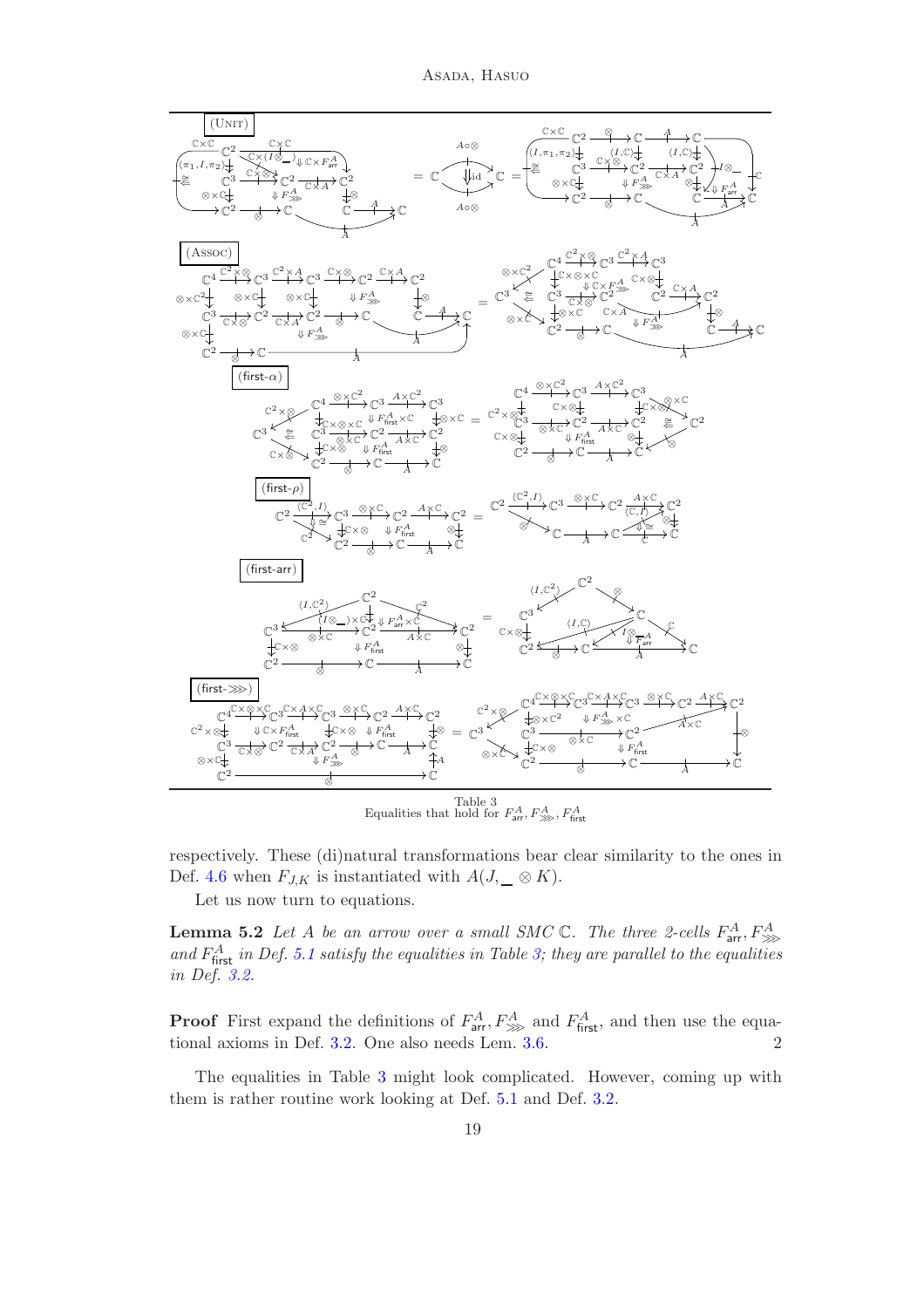Table 3
Equalities that hold for $F^A_{\mathsf{arr}}, F^A_{\ggg}, F^A_{\mathsf{first}}$

respectively. These (di)natural transformations bear clear similarity to the ones in Def. 4.6 when $F_{J,K}$ is instantiated with $A(J, \_ \otimes K)$.

Let us now turn to equations.

**Lemma 5.2** *Let $A$ be an arrow over a small SMC $\mathbb{C}$. The three 2-cells $F^A_{\mathsf{arr}}, F^A_{\ggg}$ and $F^A_{\mathsf{first}}$ in Def. 5.1 satisfy the equalities in Table 3; they are parallel to the equalities in Def. 3.2.*

**Proof** First expand the definitions of $F^A_{\mathsf{arr}}, F^A_{\ggg}$ and $F^A_{\mathsf{first}}$, and then use the equational axioms in Def. 3.2. One also needs Lem. 3.6. $\Box$

The equalities in Table 3 might look complicated. However, coming up with them is rather routine work looking at Def. 5.1 and Def. 3.2.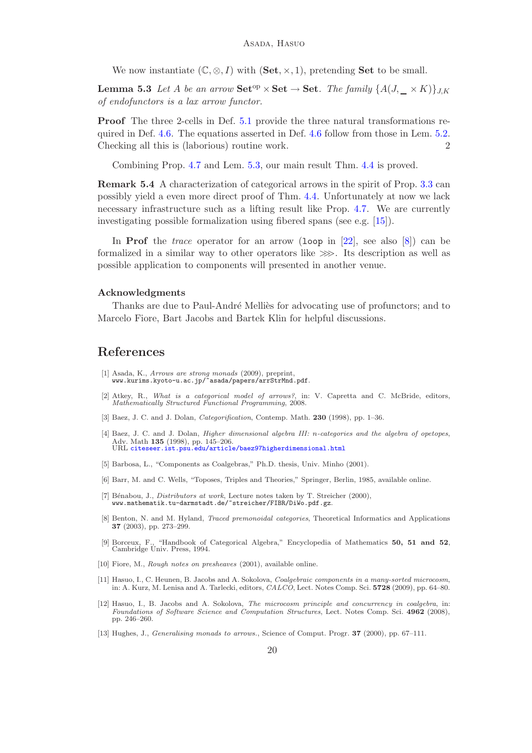We now instantiate $(\mathbb{C}, \otimes, I)$ with $(\mathbf{Set}, \times, 1)$, pretending **Set** to be small.

**Lemma 5.3** *Let $A$ be an arrow $\mathbf{Set}^{\mathrm{op}} \times \mathbf{Set} \to \mathbf{Set}$. The family $\{A(J, \_ \times K)\}_{J,K}$ of endofunctors is a lax arrow functor.*

**Proof** The three 2-cells in Def. 5.1 provide the three natural transformations required in Def. 4.6. The equations asserted in Def. 4.6 follow from those in Lem. 5.2. Checking all this is (laborious) routine work. 2

Combining Prop. 4.7 and Lem. 5.3, our main result Thm. 4.4 is proved.

**Remark 5.4** A characterization of categorical arrows in the spirit of Prop. 3.3 can possibly yield a even more direct proof of Thm. 4.4. Unfortunately at now we lack necessary infrastructure such as a lifting result like Prop. 4.7. We are currently investigating possible formalization using fibered spans (see e.g. [15]).

In **Prof** the *trace* operator for an arrow (`loop` in [22], see also [8]) can be formalized in a similar way to other operators like $\ggg$. Its description as well as possible application to components will presented in another venue.

### Acknowledgments

Thanks are due to Paul-André Melliès for advocating use of profunctors; and to Marcelo Fiore, Bart Jacobs and Bartek Klin for helpful discussions.

## References

[1] Asada, K., *Arrows are strong monads* (2009), preprint, www.kurims.kyoto-u.ac.jp/~asada/papers/arrStrMnd.pdf.

[2] Atkey, R., *What is a categorical model of arrows?*, in: V. Capretta and C. McBride, editors, *Mathematically Structured Functional Programming*, 2008.

[3] Baez, J. C. and J. Dolan, *Categorification*, Contemp. Math. **230** (1998), pp. 1–36.

[4] Baez, J. C. and J. Dolan, *Higher dimensional algebra III: n-categories and the algebra of opetopes*, Adv. Math **135** (1998), pp. 145–206.
URL citeseer.ist.psu.edu/article/baez97higherdimensional.html

[5] Barbosa, L., "Components as Coalgebras," Ph.D. thesis, Univ. Minho (2001).

[6] Barr, M. and C. Wells, "Toposes, Triples and Theories," Springer, Berlin, 1985, available online.

[7] Bénabou, J., *Distributors at work*, Lecture notes taken by T. Streicher (2000), www.mathematik.tu-darmstadt.de/~streicher/FIBR/DiWo.pdf.gz.

[8] Benton, N. and M. Hyland, *Traced premonoidal categories*, Theoretical Informatics and Applications **37** (2003), pp. 273–299.

[9] Borceux, F., "Handbook of Categorical Algebra," Encyclopedia of Mathematics **50, 51 and 52**, Cambridge Univ. Press, 1994.

[10] Fiore, M., *Rough notes on presheaves* (2001), available online.

[11] Hasuo, I., C. Heunen, B. Jacobs and A. Sokolova, *Coalgebraic components in a many-sorted microcosm*, in: A. Kurz, M. Lenisa and A. Tarlecki, editors, *CALCO*, Lect. Notes Comp. Sci. **5728** (2009), pp. 64–80.

[12] Hasuo, I., B. Jacobs and A. Sokolova, *The microcosm principle and concurrency in coalgebra*, in: *Foundations of Software Science and Computation Structures*, Lect. Notes Comp. Sci. **4962** (2008), pp. 246–260.

[13] Hughes, J., *Generalising monads to arrows.*, Science of Comput. Progr. **37** (2000), pp. 67–111.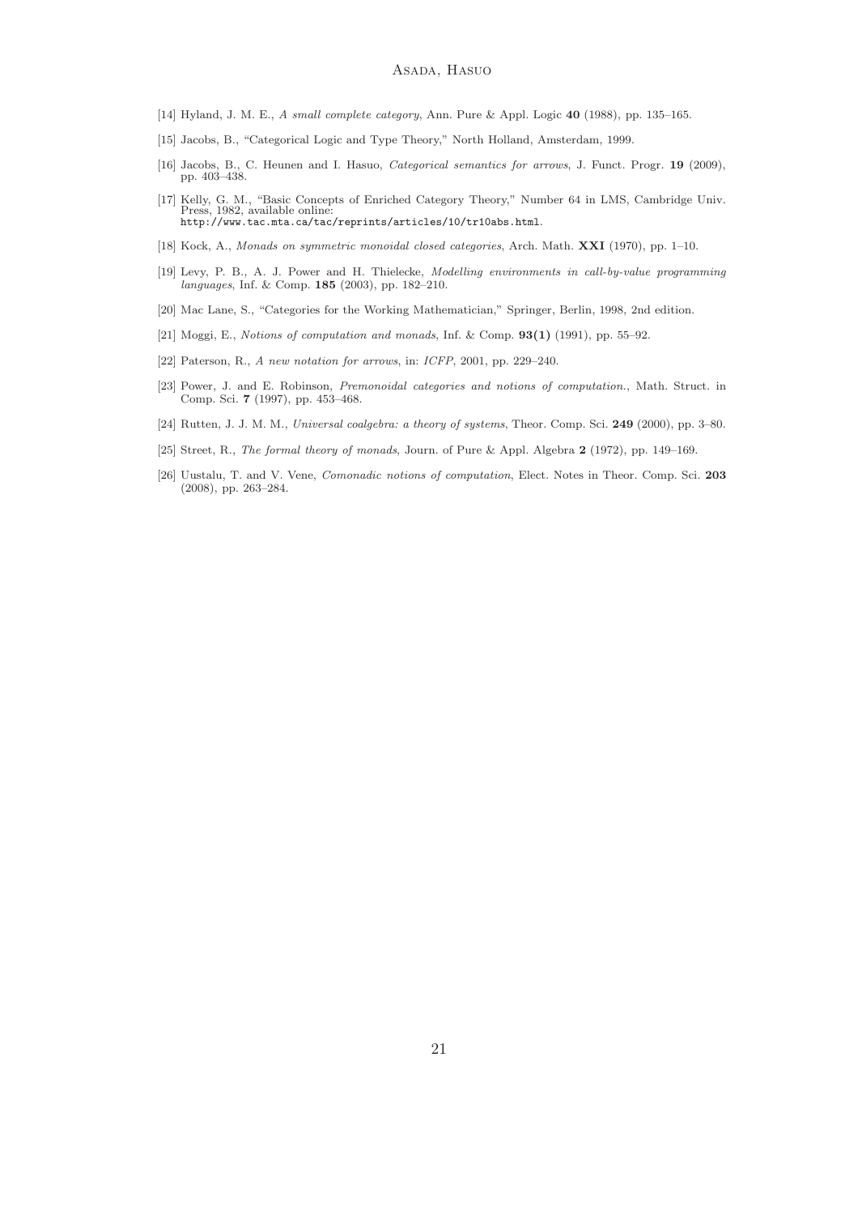[14] Hyland, J. M. E., *A small complete category*, Ann. Pure & Appl. Logic **40** (1988), pp. 135–165.

[15] Jacobs, B., "Categorical Logic and Type Theory," North Holland, Amsterdam, 1999.

[16] Jacobs, B., C. Heunen and I. Hasuo, *Categorical semantics for arrows*, J. Funct. Progr. **19** (2009), pp. 403–438.

[17] Kelly, G. M., "Basic Concepts of Enriched Category Theory," Number 64 in LMS, Cambridge Univ. Press, 1982, available online: `http://www.tac.mta.ca/tac/reprints/articles/10/tr10abs.html`.

[18] Kock, A., *Monads on symmetric monoidal closed categories*, Arch. Math. **XXI** (1970), pp. 1–10.

[19] Levy, P. B., A. J. Power and H. Thielecke, *Modelling environments in call-by-value programming languages*, Inf. & Comp. **185** (2003), pp. 182–210.

[20] Mac Lane, S., "Categories for the Working Mathematician," Springer, Berlin, 1998, 2nd edition.

[21] Moggi, E., *Notions of computation and monads*, Inf. & Comp. **93(1)** (1991), pp. 55–92.

[22] Paterson, R., *A new notation for arrows*, in: *ICFP*, 2001, pp. 229–240.

[23] Power, J. and E. Robinson, *Premonoidal categories and notions of computation.*, Math. Struct. in Comp. Sci. **7** (1997), pp. 453–468.

[24] Rutten, J. J. M. M., *Universal coalgebra: a theory of systems*, Theor. Comp. Sci. **249** (2000), pp. 3–80.

[25] Street, R., *The formal theory of monads*, Journ. of Pure & Appl. Algebra **2** (1972), pp. 149–169.

[26] Uustalu, T. and V. Vene, *Comonadic notions of computation*, Elect. Notes in Theor. Comp. Sci. **203** (2008), pp. 263–284.